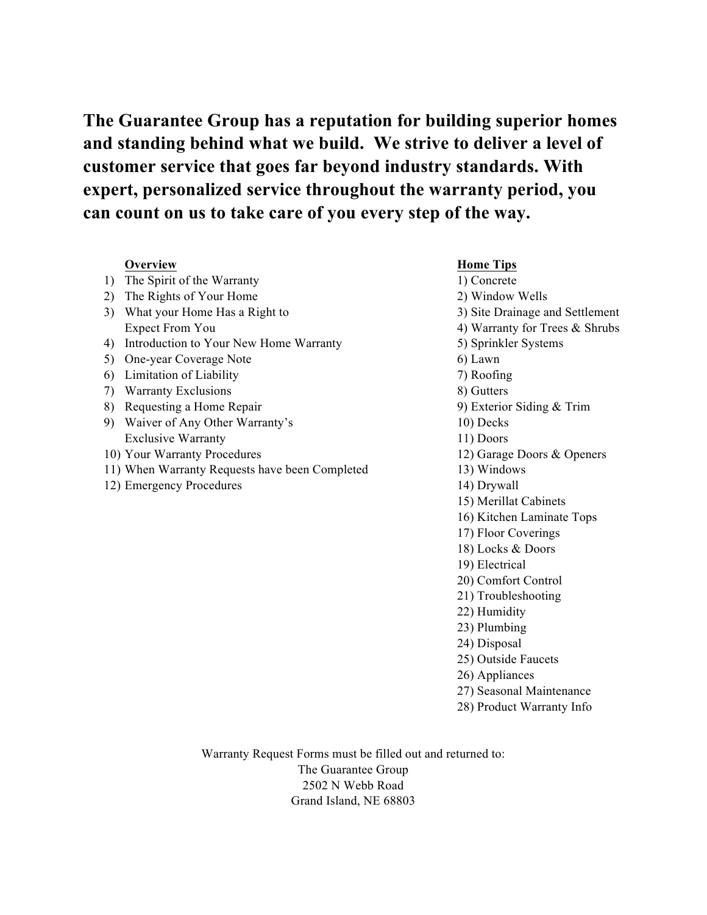**The Guarantee Group has a reputation for building superior homes and standing behind what we build. We strive to deliver a level of customer service that goes far beyond industry standards. With expert, personalized service throughout the warranty period, you can count on us to take care of you every step of the way.**

**Overview**

1) The Spirit of the Warranty
2) The Rights of Your Home
3) What your Home Has a Right to Expect From You
4) Introduction to Your New Home Warranty
5) One-year Coverage Note
6) Limitation of Liability
7) Warranty Exclusions
8) Requesting a Home Repair
9) Waiver of Any Other Warranty's Exclusive Warranty
10) Your Warranty Procedures
11) When Warranty Requests have been Completed
12) Emergency Procedures

**Home Tips**

1) Concrete
2) Window Wells
3) Site Drainage and Settlement
4) Warranty for Trees & Shrubs
5) Sprinkler Systems
6) Lawn
7) Roofing
8) Gutters
9) Exterior Siding & Trim
10) Decks
11) Doors
12) Garage Doors & Openers
13) Windows
14) Drywall
15) Merillat Cabinets
16) Kitchen Laminate Tops
17) Floor Coverings
18) Locks & Doors
19) Electrical
20) Comfort Control
21) Troubleshooting
22) Humidity
23) Plumbing
24) Disposal
25) Outside Faucets
26) Appliances
27) Seasonal Maintenance
28) Product Warranty Info

Warranty Request Forms must be filled out and returned to:
The Guarantee Group
2502 N Webb Road
Grand Island, NE 68803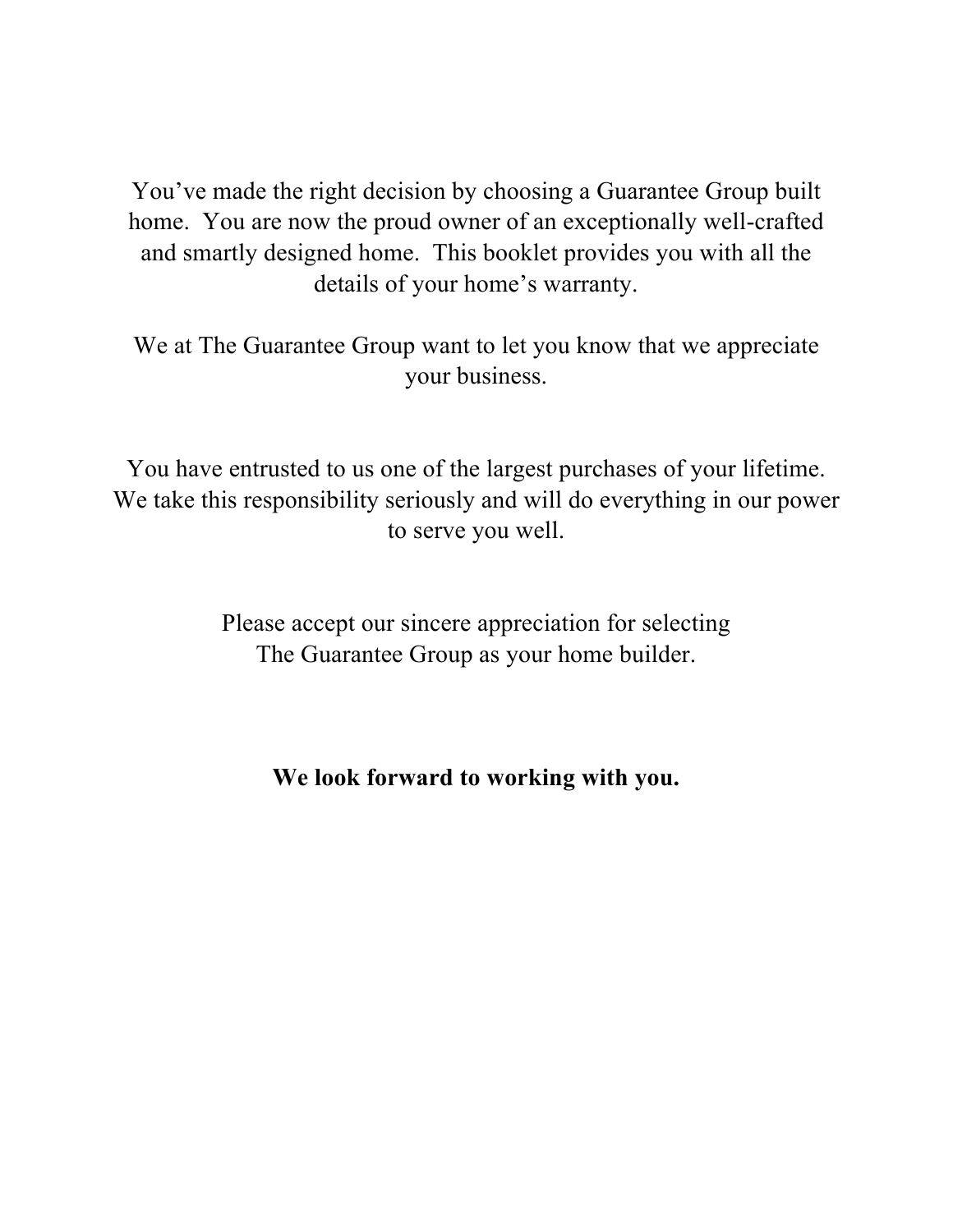You've made the right decision by choosing a Guarantee Group built home. You are now the proud owner of an exceptionally well-crafted and smartly designed home. This booklet provides you with all the details of your home's warranty.

We at The Guarantee Group want to let you know that we appreciate your business.

You have entrusted to us one of the largest purchases of your lifetime. We take this responsibility seriously and will do everything in our power to serve you well.

Please accept our sincere appreciation for selecting The Guarantee Group as your home builder.

**We look forward to working with you.**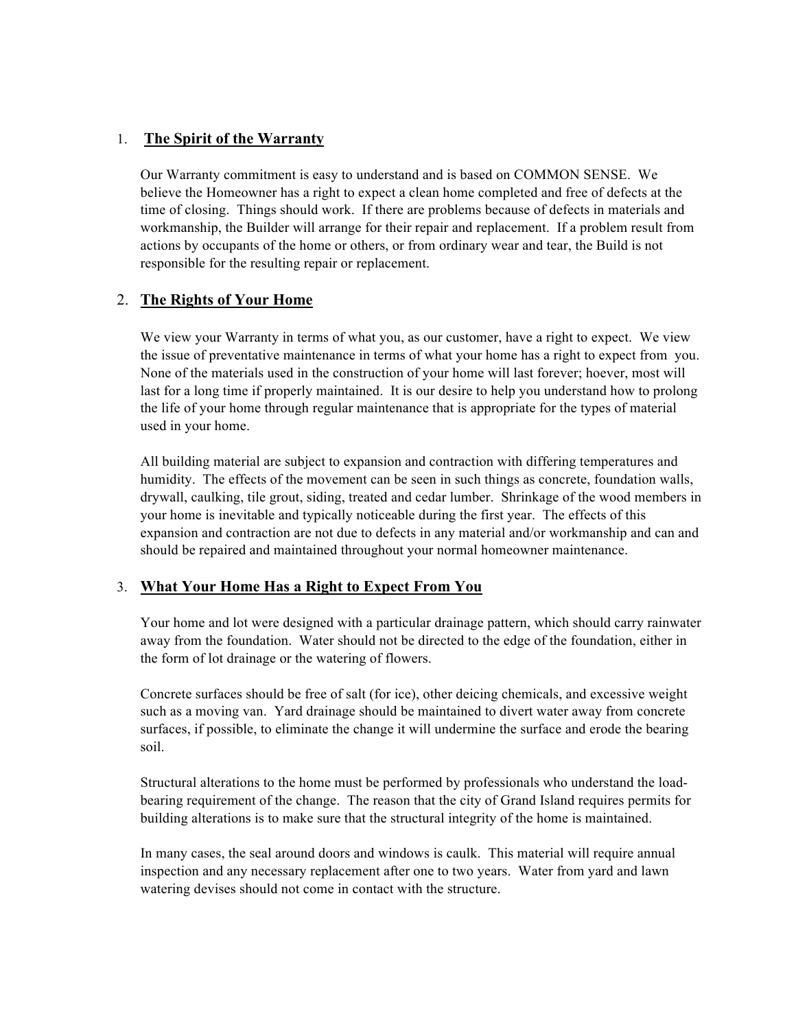## 1. The Spirit of the Warranty

Our Warranty commitment is easy to understand and is based on COMMON SENSE. We believe the Homeowner has a right to expect a clean home completed and free of defects at the time of closing. Things should work. If there are problems because of defects in materials and workmanship, the Builder will arrange for their repair and replacement. If a problem result from actions by occupants of the home or others, or from ordinary wear and tear, the Build is not responsible for the resulting repair or replacement.

## 2. The Rights of Your Home

We view your Warranty in terms of what you, as our customer, have a right to expect. We view the issue of preventative maintenance in terms of what your home has a right to expect from you. None of the materials used in the construction of your home will last forever; hoever, most will last for a long time if properly maintained. It is our desire to help you understand how to prolong the life of your home through regular maintenance that is appropriate for the types of material used in your home.

All building material are subject to expansion and contraction with differing temperatures and humidity. The effects of the movement can be seen in such things as concrete, foundation walls, drywall, caulking, tile grout, siding, treated and cedar lumber. Shrinkage of the wood members in your home is inevitable and typically noticeable during the first year. The effects of this expansion and contraction are not due to defects in any material and/or workmanship and can and should be repaired and maintained throughout your normal homeowner maintenance.

## 3. What Your Home Has a Right to Expect From You

Your home and lot were designed with a particular drainage pattern, which should carry rainwater away from the foundation. Water should not be directed to the edge of the foundation, either in the form of lot drainage or the watering of flowers.

Concrete surfaces should be free of salt (for ice), other deicing chemicals, and excessive weight such as a moving van. Yard drainage should be maintained to divert water away from concrete surfaces, if possible, to eliminate the change it will undermine the surface and erode the bearing soil.

Structural alterations to the home must be performed by professionals who understand the load-bearing requirement of the change. The reason that the city of Grand Island requires permits for building alterations is to make sure that the structural integrity of the home is maintained.

In many cases, the seal around doors and windows is caulk. This material will require annual inspection and any necessary replacement after one to two years. Water from yard and lawn watering devises should not come in contact with the structure.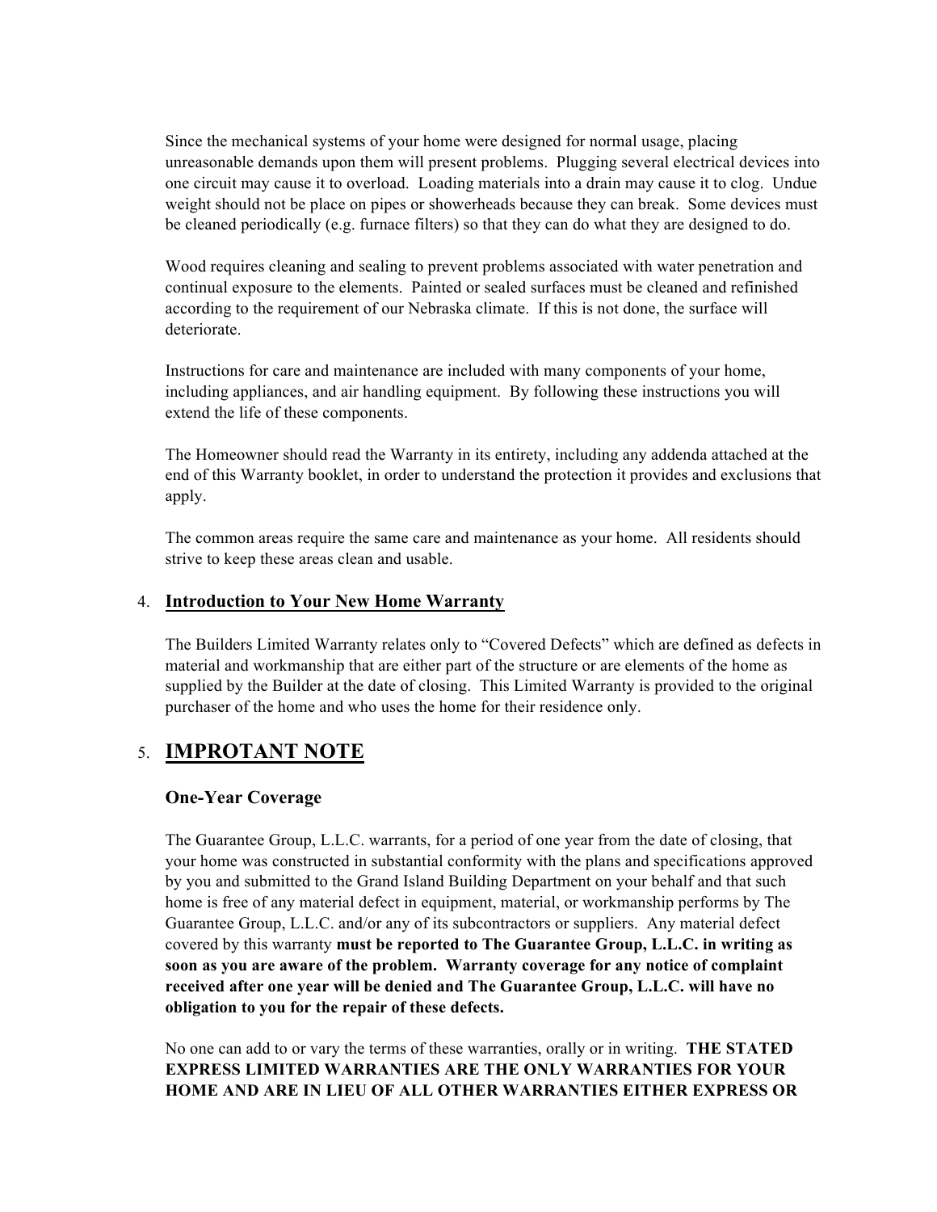Since the mechanical systems of your home were designed for normal usage, placing unreasonable demands upon them will present problems. Plugging several electrical devices into one circuit may cause it to overload. Loading materials into a drain may cause it to clog. Undue weight should not be place on pipes or showerheads because they can break. Some devices must be cleaned periodically (e.g. furnace filters) so that they can do what they are designed to do.

Wood requires cleaning and sealing to prevent problems associated with water penetration and continual exposure to the elements. Painted or sealed surfaces must be cleaned and refinished according to the requirement of our Nebraska climate. If this is not done, the surface will deteriorate.

Instructions for care and maintenance are included with many components of your home, including appliances, and air handling equipment. By following these instructions you will extend the life of these components.

The Homeowner should read the Warranty in its entirety, including any addenda attached at the end of this Warranty booklet, in order to understand the protection it provides and exclusions that apply.

The common areas require the same care and maintenance as your home. All residents should strive to keep these areas clean and usable.

## 4. Introduction to Your New Home Warranty

The Builders Limited Warranty relates only to "Covered Defects" which are defined as defects in material and workmanship that are either part of the structure or are elements of the home as supplied by the Builder at the date of closing. This Limited Warranty is provided to the original purchaser of the home and who uses the home for their residence only.

## 5. IMPROTANT NOTE

### One-Year Coverage

The Guarantee Group, L.L.C. warrants, for a period of one year from the date of closing, that your home was constructed in substantial conformity with the plans and specifications approved by you and submitted to the Grand Island Building Department on your behalf and that such home is free of any material defect in equipment, material, or workmanship performs by The Guarantee Group, L.L.C. and/or any of its subcontractors or suppliers. Any material defect covered by this warranty **must be reported to The Guarantee Group, L.L.C. in writing as soon as you are aware of the problem. Warranty coverage for any notice of complaint received after one year will be denied and The Guarantee Group, L.L.C. will have no obligation to you for the repair of these defects.**

No one can add to or vary the terms of these warranties, orally or in writing. **THE STATED EXPRESS LIMITED WARRANTIES ARE THE ONLY WARRANTIES FOR YOUR HOME AND ARE IN LIEU OF ALL OTHER WARRANTIES EITHER EXPRESS OR**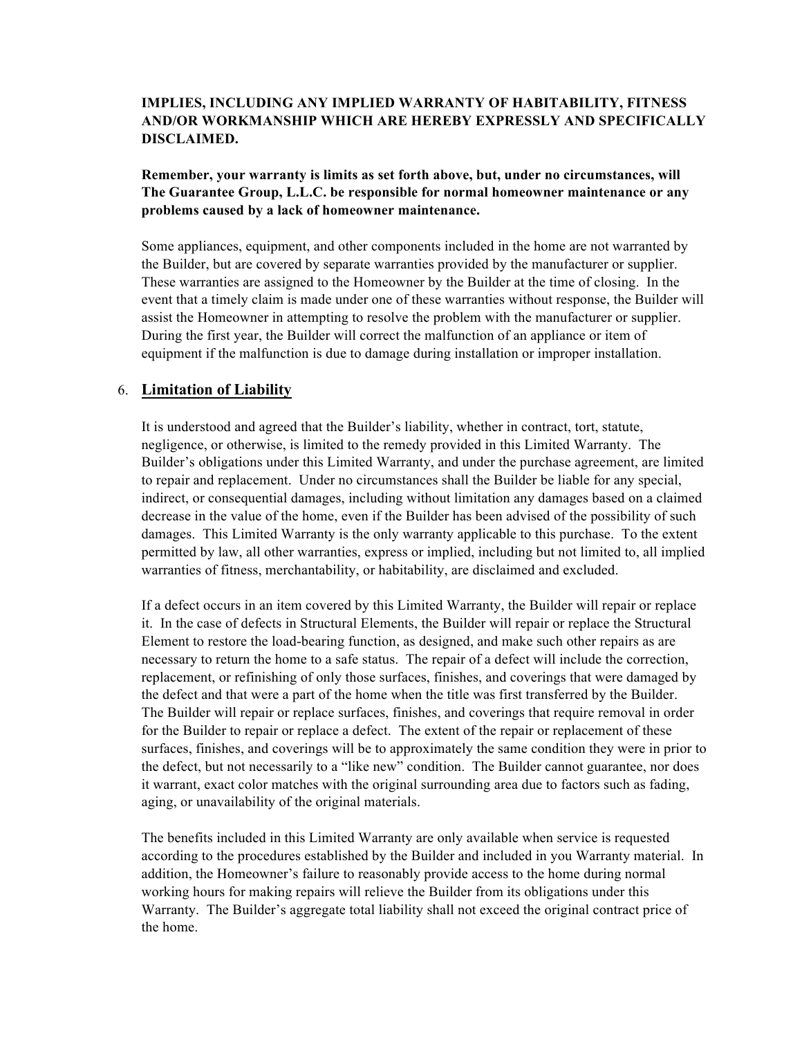**IMPLIES, INCLUDING ANY IMPLIED WARRANTY OF HABITABILITY, FITNESS AND/OR WORKMANSHIP WHICH ARE HEREBY EXPRESSLY AND SPECIFICALLY DISCLAIMED.**

**Remember, your warranty is limits as set forth above, but, under no circumstances, will The Guarantee Group, L.L.C. be responsible for normal homeowner maintenance or any problems caused by a lack of homeowner maintenance.**

Some appliances, equipment, and other components included in the home are not warranted by the Builder, but are covered by separate warranties provided by the manufacturer or supplier. These warranties are assigned to the Homeowner by the Builder at the time of closing. In the event that a timely claim is made under one of these warranties without response, the Builder will assist the Homeowner in attempting to resolve the problem with the manufacturer or supplier. During the first year, the Builder will correct the malfunction of an appliance or item of equipment if the malfunction is due to damage during installation or improper installation.

## 6. Limitation of Liability

It is understood and agreed that the Builder's liability, whether in contract, tort, statute, negligence, or otherwise, is limited to the remedy provided in this Limited Warranty. The Builder's obligations under this Limited Warranty, and under the purchase agreement, are limited to repair and replacement. Under no circumstances shall the Builder be liable for any special, indirect, or consequential damages, including without limitation any damages based on a claimed decrease in the value of the home, even if the Builder has been advised of the possibility of such damages. This Limited Warranty is the only warranty applicable to this purchase. To the extent permitted by law, all other warranties, express or implied, including but not limited to, all implied warranties of fitness, merchantability, or habitability, are disclaimed and excluded.

If a defect occurs in an item covered by this Limited Warranty, the Builder will repair or replace it. In the case of defects in Structural Elements, the Builder will repair or replace the Structural Element to restore the load-bearing function, as designed, and make such other repairs as are necessary to return the home to a safe status. The repair of a defect will include the correction, replacement, or refinishing of only those surfaces, finishes, and coverings that were damaged by the defect and that were a part of the home when the title was first transferred by the Builder. The Builder will repair or replace surfaces, finishes, and coverings that require removal in order for the Builder to repair or replace a defect. The extent of the repair or replacement of these surfaces, finishes, and coverings will be to approximately the same condition they were in prior to the defect, but not necessarily to a "like new" condition. The Builder cannot guarantee, nor does it warrant, exact color matches with the original surrounding area due to factors such as fading, aging, or unavailability of the original materials.

The benefits included in this Limited Warranty are only available when service is requested according to the procedures established by the Builder and included in you Warranty material. In addition, the Homeowner's failure to reasonably provide access to the home during normal working hours for making repairs will relieve the Builder from its obligations under this Warranty. The Builder's aggregate total liability shall not exceed the original contract price of the home.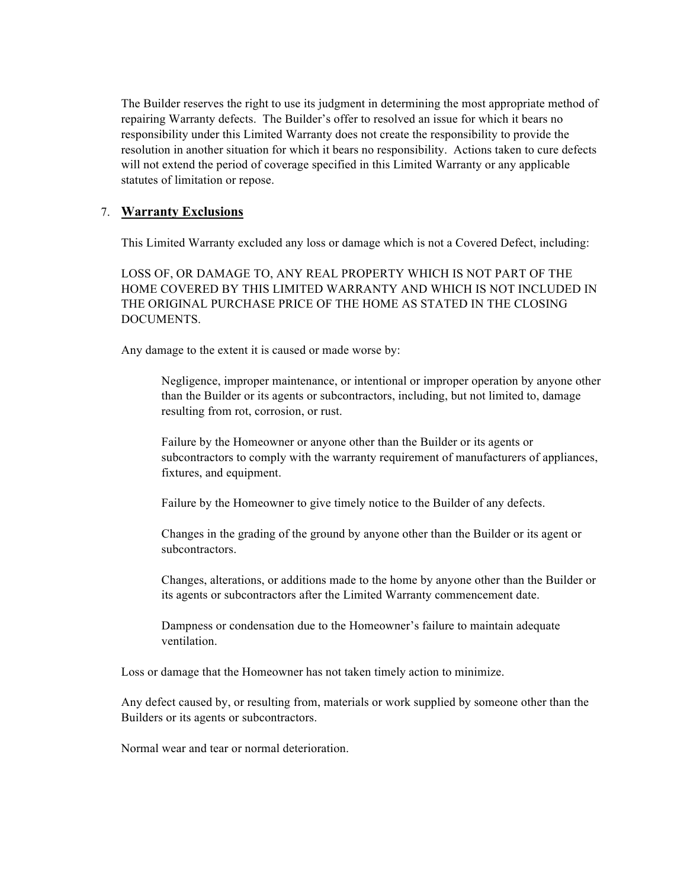The Builder reserves the right to use its judgment in determining the most appropriate method of repairing Warranty defects. The Builder's offer to resolved an issue for which it bears no responsibility under this Limited Warranty does not create the responsibility to provide the resolution in another situation for which it bears no responsibility. Actions taken to cure defects will not extend the period of coverage specified in this Limited Warranty or any applicable statutes of limitation or repose.

7. **Warranty Exclusions**

This Limited Warranty excluded any loss or damage which is not a Covered Defect, including:

LOSS OF, OR DAMAGE TO, ANY REAL PROPERTY WHICH IS NOT PART OF THE HOME COVERED BY THIS LIMITED WARRANTY AND WHICH IS NOT INCLUDED IN THE ORIGINAL PURCHASE PRICE OF THE HOME AS STATED IN THE CLOSING DOCUMENTS.

Any damage to the extent it is caused or made worse by:

> Negligence, improper maintenance, or intentional or improper operation by anyone other than the Builder or its agents or subcontractors, including, but not limited to, damage resulting from rot, corrosion, or rust.
>
> Failure by the Homeowner or anyone other than the Builder or its agents or subcontractors to comply with the warranty requirement of manufacturers of appliances, fixtures, and equipment.
>
> Failure by the Homeowner to give timely notice to the Builder of any defects.
>
> Changes in the grading of the ground by anyone other than the Builder or its agent or subcontractors.
>
> Changes, alterations, or additions made to the home by anyone other than the Builder or its agents or subcontractors after the Limited Warranty commencement date.
>
> Dampness or condensation due to the Homeowner's failure to maintain adequate ventilation.

Loss or damage that the Homeowner has not taken timely action to minimize.

Any defect caused by, or resulting from, materials or work supplied by someone other than the Builders or its agents or subcontractors.

Normal wear and tear or normal deterioration.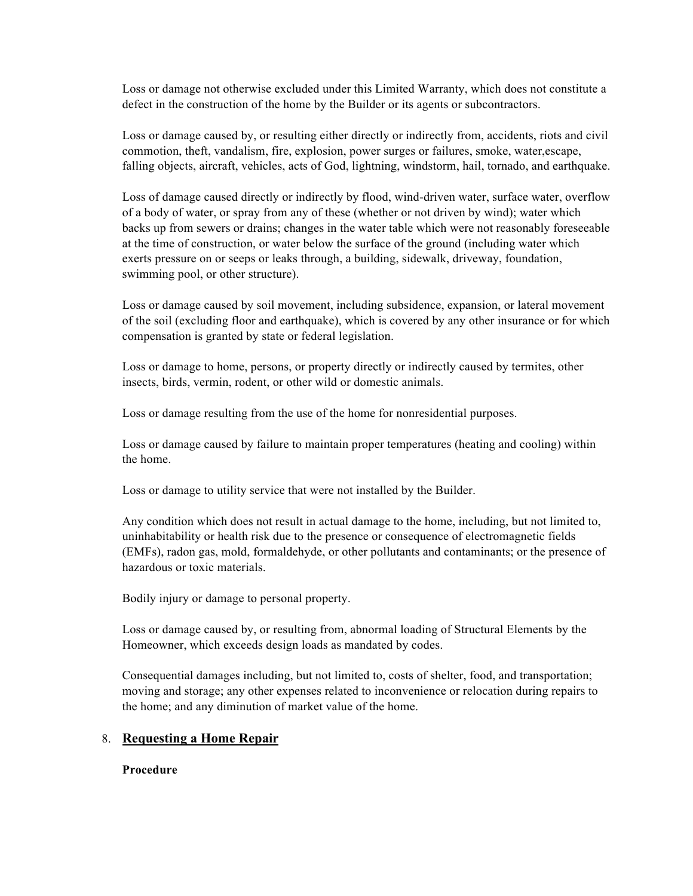Loss or damage not otherwise excluded under this Limited Warranty, which does not constitute a defect in the construction of the home by the Builder or its agents or subcontractors.

Loss or damage caused by, or resulting either directly or indirectly from, accidents, riots and civil commotion, theft, vandalism, fire, explosion, power surges or failures, smoke, water,escape, falling objects, aircraft, vehicles, acts of God, lightning, windstorm, hail, tornado, and earthquake.

Loss of damage caused directly or indirectly by flood, wind-driven water, surface water, overflow of a body of water, or spray from any of these (whether or not driven by wind); water which backs up from sewers or drains; changes in the water table which were not reasonably foreseeable at the time of construction, or water below the surface of the ground (including water which exerts pressure on or seeps or leaks through, a building, sidewalk, driveway, foundation, swimming pool, or other structure).

Loss or damage caused by soil movement, including subsidence, expansion, or lateral movement of the soil (excluding floor and earthquake), which is covered by any other insurance or for which compensation is granted by state or federal legislation.

Loss or damage to home, persons, or property directly or indirectly caused by termites, other insects, birds, vermin, rodent, or other wild or domestic animals.

Loss or damage resulting from the use of the home for nonresidential purposes.

Loss or damage caused by failure to maintain proper temperatures (heating and cooling) within the home.

Loss or damage to utility service that were not installed by the Builder.

Any condition which does not result in actual damage to the home, including, but not limited to, uninhabitability or health risk due to the presence or consequence of electromagnetic fields (EMFs), radon gas, mold, formaldehyde, or other pollutants and contaminants; or the presence of hazardous or toxic materials.

Bodily injury or damage to personal property.

Loss or damage caused by, or resulting from, abnormal loading of Structural Elements by the Homeowner, which exceeds design loads as mandated by codes.

Consequential damages including, but not limited to, costs of shelter, food, and transportation; moving and storage; any other expenses related to inconvenience or relocation during repairs to the home; and any diminution of market value of the home.

## 8. Requesting a Home Repair

**Procedure**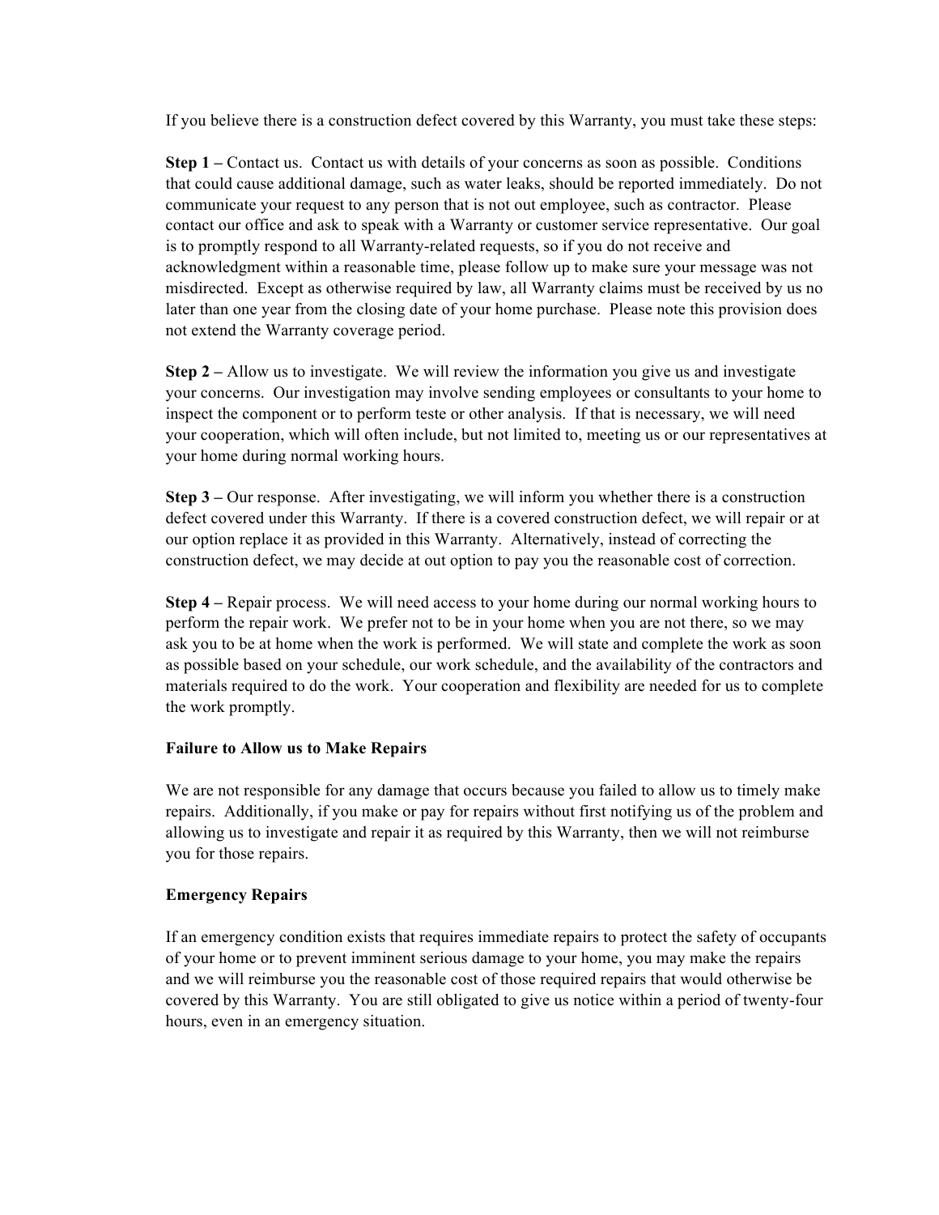If you believe there is a construction defect covered by this Warranty, you must take these steps:

**Step 1 –** Contact us. Contact us with details of your concerns as soon as possible. Conditions that could cause additional damage, such as water leaks, should be reported immediately. Do not communicate your request to any person that is not out employee, such as contractor. Please contact our office and ask to speak with a Warranty or customer service representative. Our goal is to promptly respond to all Warranty-related requests, so if you do not receive and acknowledgment within a reasonable time, please follow up to make sure your message was not misdirected. Except as otherwise required by law, all Warranty claims must be received by us no later than one year from the closing date of your home purchase. Please note this provision does not extend the Warranty coverage period.

**Step 2 –** Allow us to investigate. We will review the information you give us and investigate your concerns. Our investigation may involve sending employees or consultants to your home to inspect the component or to perform teste or other analysis. If that is necessary, we will need your cooperation, which will often include, but not limited to, meeting us or our representatives at your home during normal working hours.

**Step 3 –** Our response. After investigating, we will inform you whether there is a construction defect covered under this Warranty. If there is a covered construction defect, we will repair or at our option replace it as provided in this Warranty. Alternatively, instead of correcting the construction defect, we may decide at out option to pay you the reasonable cost of correction.

**Step 4 –** Repair process. We will need access to your home during our normal working hours to perform the repair work. We prefer not to be in your home when you are not there, so we may ask you to be at home when the work is performed. We will state and complete the work as soon as possible based on your schedule, our work schedule, and the availability of the contractors and materials required to do the work. Your cooperation and flexibility are needed for us to complete the work promptly.

**Failure to Allow us to Make Repairs**

We are not responsible for any damage that occurs because you failed to allow us to timely make repairs. Additionally, if you make or pay for repairs without first notifying us of the problem and allowing us to investigate and repair it as required by this Warranty, then we will not reimburse you for those repairs.

**Emergency Repairs**

If an emergency condition exists that requires immediate repairs to protect the safety of occupants of your home or to prevent imminent serious damage to your home, you may make the repairs and we will reimburse you the reasonable cost of those required repairs that would otherwise be covered by this Warranty. You are still obligated to give us notice within a period of twenty-four hours, even in an emergency situation.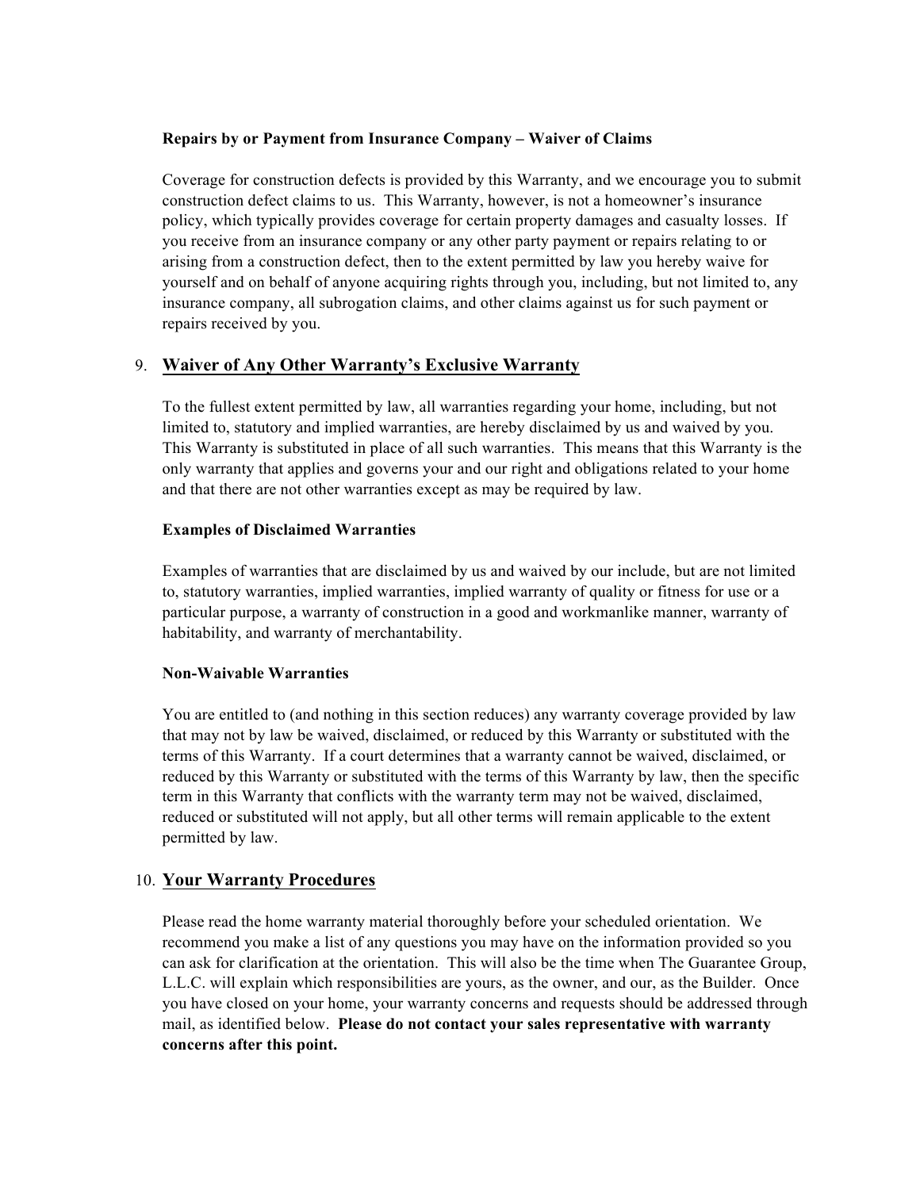**Repairs by or Payment from Insurance Company – Waiver of Claims**

Coverage for construction defects is provided by this Warranty, and we encourage you to submit construction defect claims to us. This Warranty, however, is not a homeowner's insurance policy, which typically provides coverage for certain property damages and casualty losses. If you receive from an insurance company or any other party payment or repairs relating to or arising from a construction defect, then to the extent permitted by law you hereby waive for yourself and on behalf of anyone acquiring rights through you, including, but not limited to, any insurance company, all subrogation claims, and other claims against us for such payment or repairs received by you.

## 9. Waiver of Any Other Warranty's Exclusive Warranty

To the fullest extent permitted by law, all warranties regarding your home, including, but not limited to, statutory and implied warranties, are hereby disclaimed by us and waived by you. This Warranty is substituted in place of all such warranties. This means that this Warranty is the only warranty that applies and governs your and our right and obligations related to your home and that there are not other warranties except as may be required by law.

**Examples of Disclaimed Warranties**

Examples of warranties that are disclaimed by us and waived by our include, but are not limited to, statutory warranties, implied warranties, implied warranty of quality or fitness for use or a particular purpose, a warranty of construction in a good and workmanlike manner, warranty of habitability, and warranty of merchantability.

**Non-Waivable Warranties**

You are entitled to (and nothing in this section reduces) any warranty coverage provided by law that may not by law be waived, disclaimed, or reduced by this Warranty or substituted with the terms of this Warranty. If a court determines that a warranty cannot be waived, disclaimed, or reduced by this Warranty or substituted with the terms of this Warranty by law, then the specific term in this Warranty that conflicts with the warranty term may not be waived, disclaimed, reduced or substituted will not apply, but all other terms will remain applicable to the extent permitted by law.

## 10. Your Warranty Procedures

Please read the home warranty material thoroughly before your scheduled orientation. We recommend you make a list of any questions you may have on the information provided so you can ask for clarification at the orientation. This will also be the time when The Guarantee Group, L.L.C. will explain which responsibilities are yours, as the owner, and our, as the Builder. Once you have closed on your home, your warranty concerns and requests should be addressed through mail, as identified below. **Please do not contact your sales representative with warranty concerns after this point.**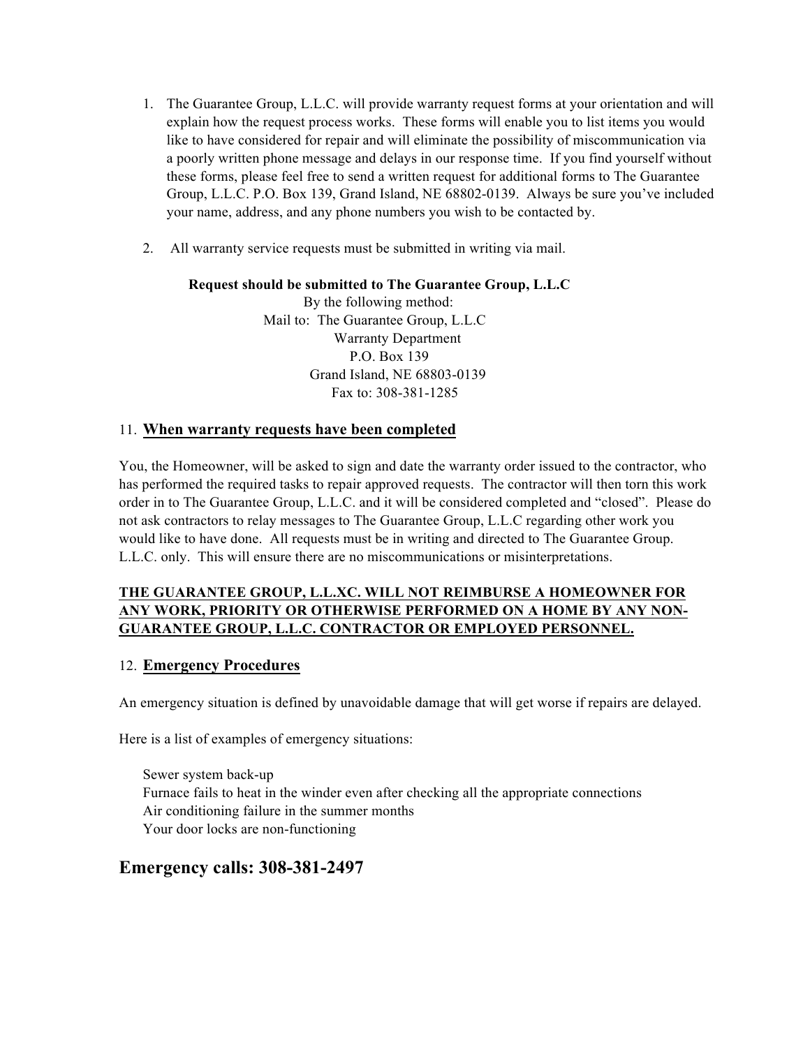1. The Guarantee Group, L.L.C. will provide warranty request forms at your orientation and will explain how the request process works. These forms will enable you to list items you would like to have considered for repair and will eliminate the possibility of miscommunication via a poorly written phone message and delays in our response time. If you find yourself without these forms, please feel free to send a written request for additional forms to The Guarantee Group, L.L.C. P.O. Box 139, Grand Island, NE 68802-0139. Always be sure you've included your name, address, and any phone numbers you wish to be contacted by.

2. All warranty service requests must be submitted in writing via mail.

**Request should be submitted to The Guarantee Group, L.L.C**
By the following method:
Mail to: The Guarantee Group, L.L.C
Warranty Department
P.O. Box 139
Grand Island, NE 68803-0139
Fax to: 308-381-1285

## 11. <u>When warranty requests have been completed</u>

You, the Homeowner, will be asked to sign and date the warranty order issued to the contractor, who has performed the required tasks to repair approved requests. The contractor will then torn this work order in to The Guarantee Group, L.L.C. and it will be considered completed and "closed". Please do not ask contractors to relay messages to The Guarantee Group, L.L.C regarding other work you would like to have done. All requests must be in writing and directed to The Guarantee Group. L.L.C. only. This will ensure there are no miscommunications or misinterpretations.

**<u>THE GUARANTEE GROUP, L.L.XC. WILL NOT REIMBURSE A HOMEOWNER FOR ANY WORK, PRIORITY OR OTHERWISE PERFORMED ON A HOME BY ANY NON-GUARANTEE GROUP, L.L.C. CONTRACTOR OR EMPLOYED PERSONNEL.</u>**

## 12. <u>Emergency Procedures</u>

An emergency situation is defined by unavoidable damage that will get worse if repairs are delayed.

Here is a list of examples of emergency situations:

Sewer system back-up
Furnace fails to heat in the winder even after checking all the appropriate connections
Air conditioning failure in the summer months
Your door locks are non-functioning

## Emergency calls: 308-381-2497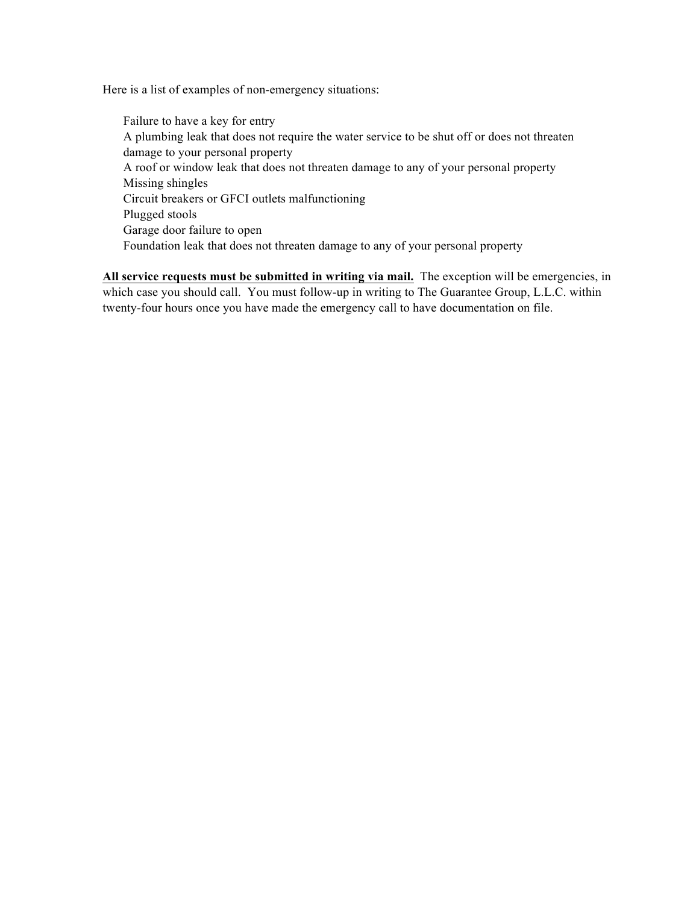Here is a list of examples of non-emergency situations:

- Failure to have a key for entry
- A plumbing leak that does not require the water service to be shut off or does not threaten damage to your personal property
- A roof or window leak that does not threaten damage to any of your personal property
- Missing shingles
- Circuit breakers or GFCI outlets malfunctioning
- Plugged stools
- Garage door failure to open
- Foundation leak that does not threaten damage to any of your personal property

**<u>All service requests must be submitted in writing via mail.</u>** The exception will be emergencies, in which case you should call. You must follow-up in writing to The Guarantee Group, L.L.C. within twenty-four hours once you have made the emergency call to have documentation on file.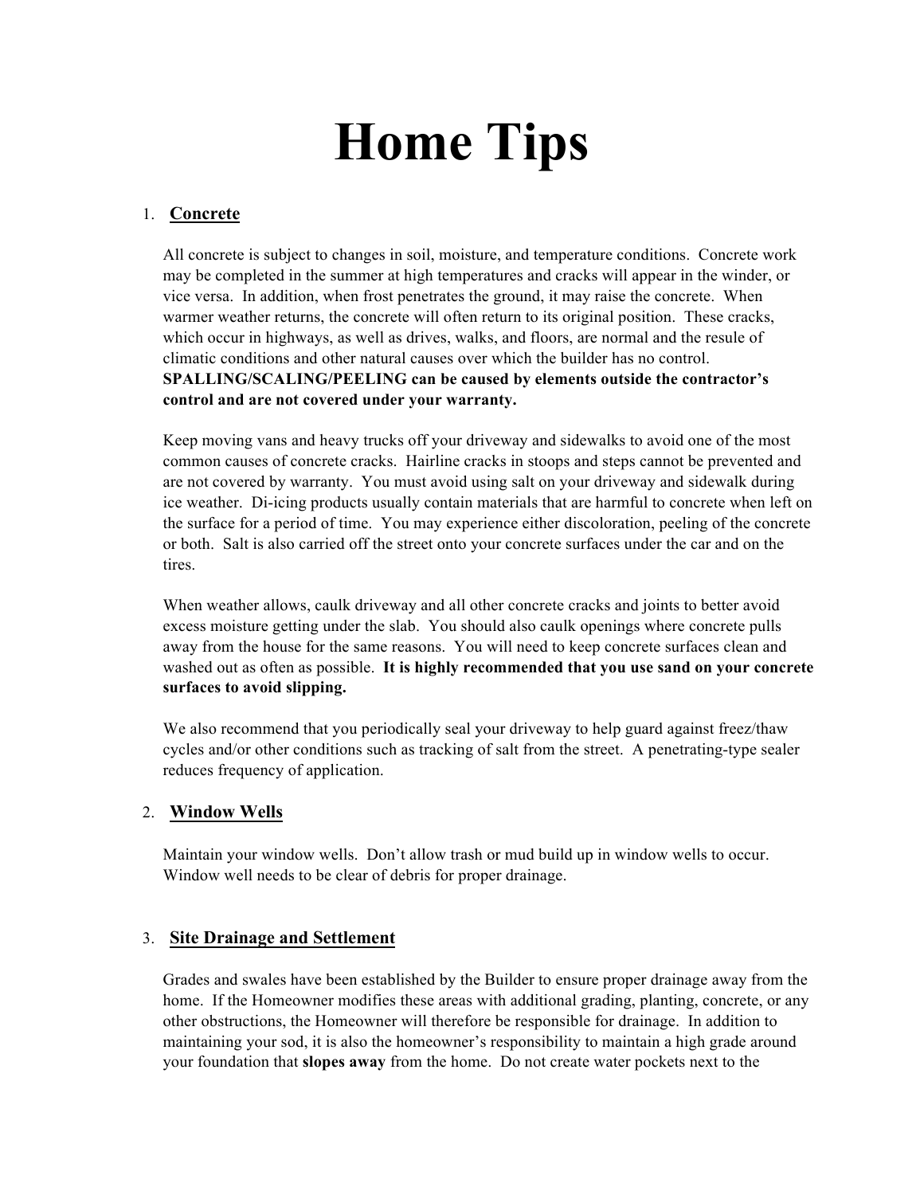# Home Tips

1. **Concrete**

All concrete is subject to changes in soil, moisture, and temperature conditions. Concrete work may be completed in the summer at high temperatures and cracks will appear in the winder, or vice versa. In addition, when frost penetrates the ground, it may raise the concrete. When warmer weather returns, the concrete will often return to its original position. These cracks, which occur in highways, as well as drives, walks, and floors, are normal and the resule of climatic conditions and other natural causes over which the builder has no control. **SPALLING/SCALING/PEELING can be caused by elements outside the contractor's control and are not covered under your warranty.**

Keep moving vans and heavy trucks off your driveway and sidewalks to avoid one of the most common causes of concrete cracks. Hairline cracks in stoops and steps cannot be prevented and are not covered by warranty. You must avoid using salt on your driveway and sidewalk during ice weather. Di-icing products usually contain materials that are harmful to concrete when left on the surface for a period of time. You may experience either discoloration, peeling of the concrete or both. Salt is also carried off the street onto your concrete surfaces under the car and on the tires.

When weather allows, caulk driveway and all other concrete cracks and joints to better avoid excess moisture getting under the slab. You should also caulk openings where concrete pulls away from the house for the same reasons. You will need to keep concrete surfaces clean and washed out as often as possible. **It is highly recommended that you use sand on your concrete surfaces to avoid slipping.**

We also recommend that you periodically seal your driveway to help guard against freez/thaw cycles and/or other conditions such as tracking of salt from the street. A penetrating-type sealer reduces frequency of application.

2. **Window Wells**

Maintain your window wells. Don't allow trash or mud build up in window wells to occur. Window well needs to be clear of debris for proper drainage.

3. **Site Drainage and Settlement**

Grades and swales have been established by the Builder to ensure proper drainage away from the home. If the Homeowner modifies these areas with additional grading, planting, concrete, or any other obstructions, the Homeowner will therefore be responsible for drainage. In addition to maintaining your sod, it is also the homeowner's responsibility to maintain a high grade around your foundation that **slopes away** from the home. Do not create water pockets next to the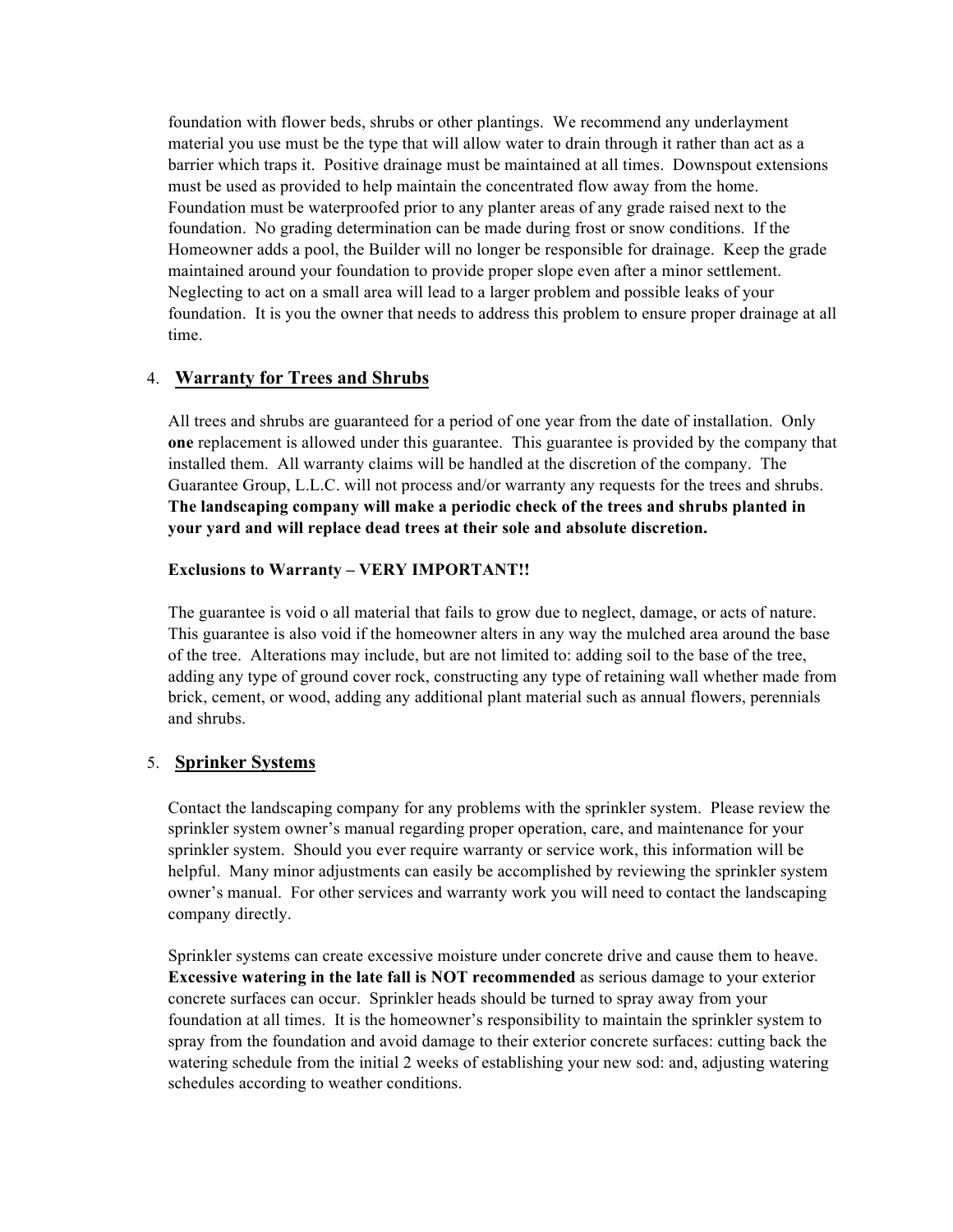foundation with flower beds, shrubs or other plantings. We recommend any underlayment material you use must be the type that will allow water to drain through it rather than act as a barrier which traps it. Positive drainage must be maintained at all times. Downspout extensions must be used as provided to help maintain the concentrated flow away from the home. Foundation must be waterproofed prior to any planter areas of any grade raised next to the foundation. No grading determination can be made during frost or snow conditions. If the Homeowner adds a pool, the Builder will no longer be responsible for drainage. Keep the grade maintained around your foundation to provide proper slope even after a minor settlement. Neglecting to act on a small area will lead to a larger problem and possible leaks of your foundation. It is you the owner that needs to address this problem to ensure proper drainage at all time.

## 4. Warranty for Trees and Shrubs

All trees and shrubs are guaranteed for a period of one year from the date of installation. Only **one** replacement is allowed under this guarantee. This guarantee is provided by the company that installed them. All warranty claims will be handled at the discretion of the company. The Guarantee Group, L.L.C. will not process and/or warranty any requests for the trees and shrubs. **The landscaping company will make a periodic check of the trees and shrubs planted in your yard and will replace dead trees at their sole and absolute discretion.**

**Exclusions to Warranty – VERY IMPORTANT!!**

The guarantee is void o all material that fails to grow due to neglect, damage, or acts of nature. This guarantee is also void if the homeowner alters in any way the mulched area around the base of the tree. Alterations may include, but are not limited to: adding soil to the base of the tree, adding any type of ground cover rock, constructing any type of retaining wall whether made from brick, cement, or wood, adding any additional plant material such as annual flowers, perennials and shrubs.

## 5. Sprinker Systems

Contact the landscaping company for any problems with the sprinkler system. Please review the sprinkler system owner's manual regarding proper operation, care, and maintenance for your sprinkler system. Should you ever require warranty or service work, this information will be helpful. Many minor adjustments can easily be accomplished by reviewing the sprinkler system owner's manual. For other services and warranty work you will need to contact the landscaping company directly.

Sprinkler systems can create excessive moisture under concrete drive and cause them to heave. **Excessive watering in the late fall is NOT recommended** as serious damage to your exterior concrete surfaces can occur. Sprinkler heads should be turned to spray away from your foundation at all times. It is the homeowner's responsibility to maintain the sprinkler system to spray from the foundation and avoid damage to their exterior concrete surfaces: cutting back the watering schedule from the initial 2 weeks of establishing your new sod: and, adjusting watering schedules according to weather conditions.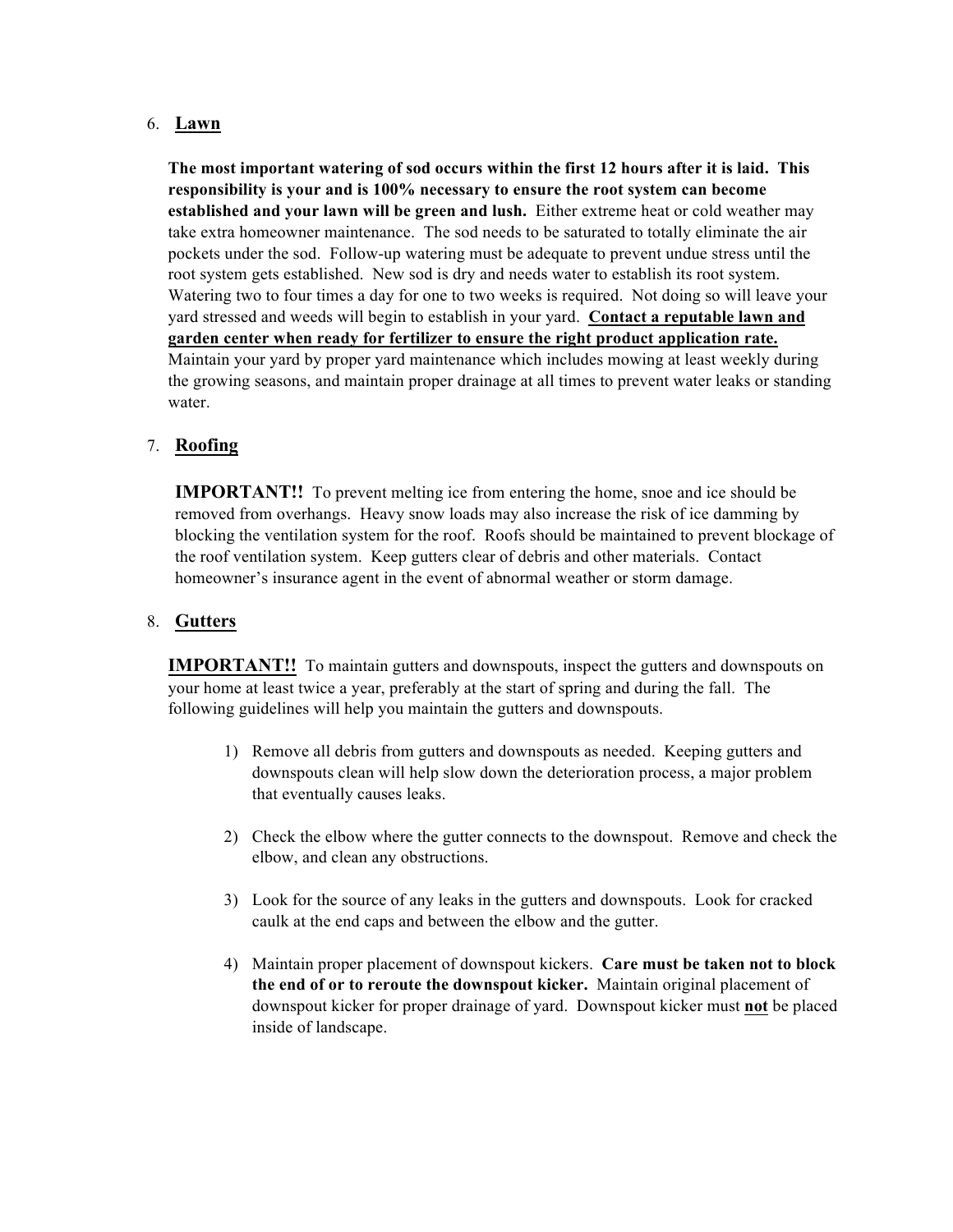6. **Lawn**

   **The most important watering of sod occurs within the first 12 hours after it is laid. This responsibility is your and is 100% necessary to ensure the root system can become established and your lawn will be green and lush.** Either extreme heat or cold weather may take extra homeowner maintenance. The sod needs to be saturated to totally eliminate the air pockets under the sod. Follow-up watering must be adequate to prevent undue stress until the root system gets established. New sod is dry and needs water to establish its root system. Watering two to four times a day for one to two weeks is required. Not doing so will leave your yard stressed and weeds will begin to establish in your yard. <u>**Contact a reputable lawn and garden center when ready for fertilizer to ensure the right product application rate.**</u> Maintain your yard by proper yard maintenance which includes mowing at least weekly during the growing seasons, and maintain proper drainage at all times to prevent water leaks or standing water.

7. **Roofing**

   **IMPORTANT!!** To prevent melting ice from entering the home, snoe and ice should be removed from overhangs. Heavy snow loads may also increase the risk of ice damming by blocking the ventilation system for the roof. Roofs should be maintained to prevent blockage of the roof ventilation system. Keep gutters clear of debris and other materials. Contact homeowner's insurance agent in the event of abnormal weather or storm damage.

8. **Gutters**

   **IMPORTANT!!** To maintain gutters and downspouts, inspect the gutters and downspouts on your home at least twice a year, preferably at the start of spring and during the fall. The following guidelines will help you maintain the gutters and downspouts.

   1) Remove all debris from gutters and downspouts as needed. Keeping gutters and downspouts clean will help slow down the deterioration process, a major problem that eventually causes leaks.

   2) Check the elbow where the gutter connects to the downspout. Remove and check the elbow, and clean any obstructions.

   3) Look for the source of any leaks in the gutters and downspouts. Look for cracked caulk at the end caps and between the elbow and the gutter.

   4) Maintain proper placement of downspout kickers. **Care must be taken not to block the end of or to reroute the downspout kicker.** Maintain original placement of downspout kicker for proper drainage of yard. Downspout kicker must <u>**not**</u> be placed inside of landscape.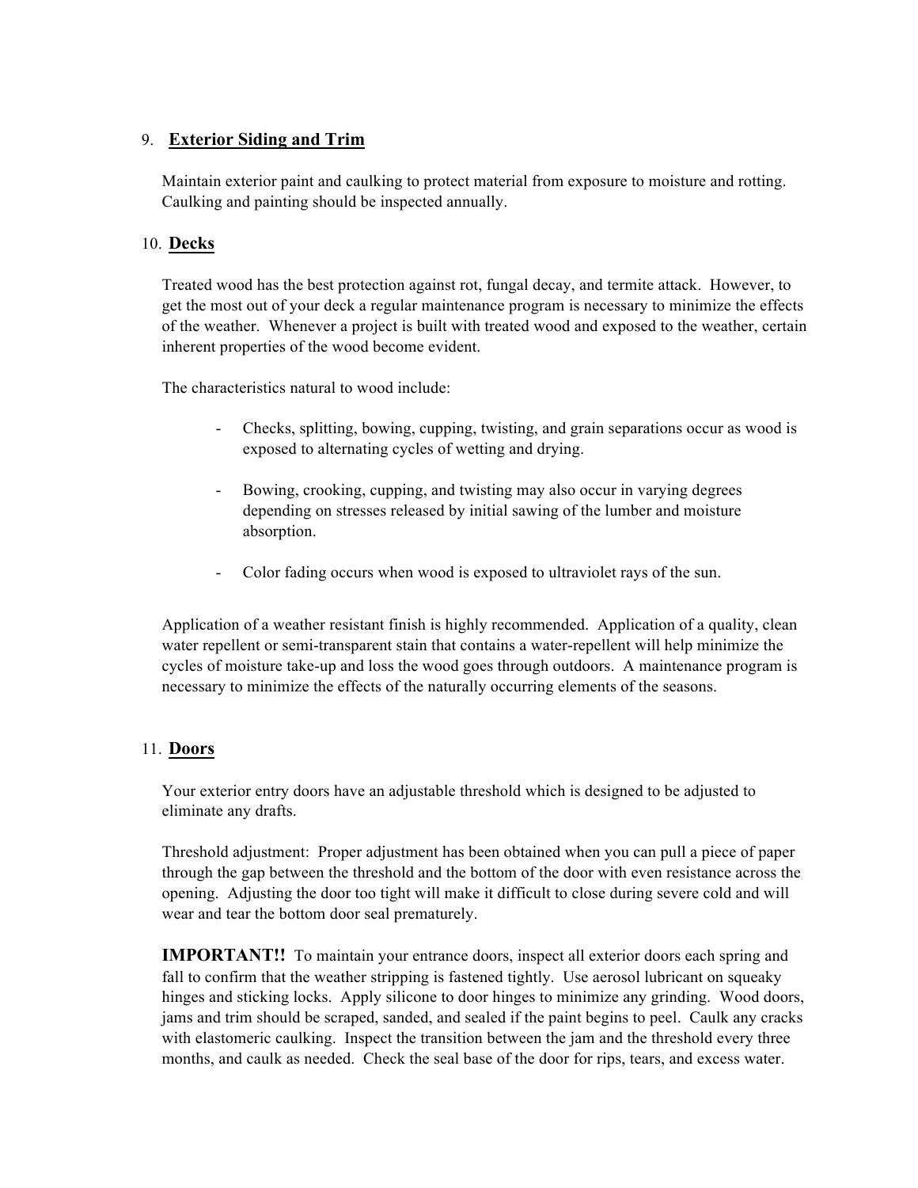## 9. Exterior Siding and Trim

Maintain exterior paint and caulking to protect material from exposure to moisture and rotting. Caulking and painting should be inspected annually.

## 10. Decks

Treated wood has the best protection against rot, fungal decay, and termite attack. However, to get the most out of your deck a regular maintenance program is necessary to minimize the effects of the weather. Whenever a project is built with treated wood and exposed to the weather, certain inherent properties of the wood become evident.

The characteristics natural to wood include:

- Checks, splitting, bowing, cupping, twisting, and grain separations occur as wood is exposed to alternating cycles of wetting and drying.
- Bowing, crooking, cupping, and twisting may also occur in varying degrees depending on stresses released by initial sawing of the lumber and moisture absorption.
- Color fading occurs when wood is exposed to ultraviolet rays of the sun.

Application of a weather resistant finish is highly recommended. Application of a quality, clean water repellent or semi-transparent stain that contains a water-repellent will help minimize the cycles of moisture take-up and loss the wood goes through outdoors. A maintenance program is necessary to minimize the effects of the naturally occurring elements of the seasons.

## 11. Doors

Your exterior entry doors have an adjustable threshold which is designed to be adjusted to eliminate any drafts.

Threshold adjustment: Proper adjustment has been obtained when you can pull a piece of paper through the gap between the threshold and the bottom of the door with even resistance across the opening. Adjusting the door too tight will make it difficult to close during severe cold and will wear and tear the bottom door seal prematurely.

**IMPORTANT!!** To maintain your entrance doors, inspect all exterior doors each spring and fall to confirm that the weather stripping is fastened tightly. Use aerosol lubricant on squeaky hinges and sticking locks. Apply silicone to door hinges to minimize any grinding. Wood doors, jams and trim should be scraped, sanded, and sealed if the paint begins to peel. Caulk any cracks with elastomeric caulking. Inspect the transition between the jam and the threshold every three months, and caulk as needed. Check the seal base of the door for rips, tears, and excess water.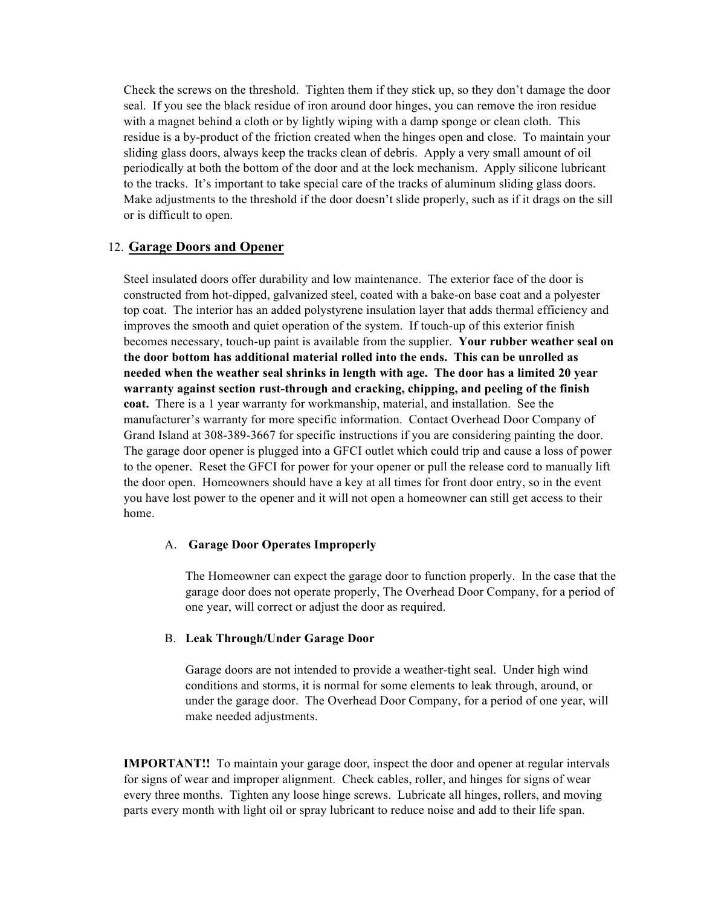Check the screws on the threshold. Tighten them if they stick up, so they don't damage the door seal. If you see the black residue of iron around door hinges, you can remove the iron residue with a magnet behind a cloth or by lightly wiping with a damp sponge or clean cloth. This residue is a by-product of the friction created when the hinges open and close. To maintain your sliding glass doors, always keep the tracks clean of debris. Apply a very small amount of oil periodically at both the bottom of the door and at the lock mechanism. Apply silicone lubricant to the tracks. It's important to take special care of the tracks of aluminum sliding glass doors. Make adjustments to the threshold if the door doesn't slide properly, such as if it drags on the sill or is difficult to open.

## 12. Garage Doors and Opener

Steel insulated doors offer durability and low maintenance. The exterior face of the door is constructed from hot-dipped, galvanized steel, coated with a bake-on base coat and a polyester top coat. The interior has an added polystyrene insulation layer that adds thermal efficiency and improves the smooth and quiet operation of the system. If touch-up of this exterior finish becomes necessary, touch-up paint is available from the supplier. **Your rubber weather seal on the door bottom has additional material rolled into the ends. This can be unrolled as needed when the weather seal shrinks in length with age. The door has a limited 20 year warranty against section rust-through and cracking, chipping, and peeling of the finish coat.** There is a 1 year warranty for workmanship, material, and installation. See the manufacturer's warranty for more specific information. Contact Overhead Door Company of Grand Island at 308-389-3667 for specific instructions if you are considering painting the door. The garage door opener is plugged into a GFCI outlet which could trip and cause a loss of power to the opener. Reset the GFCI for power for your opener or pull the release cord to manually lift the door open. Homeowners should have a key at all times for front door entry, so in the event you have lost power to the opener and it will not open a homeowner can still get access to their home.

### A. Garage Door Operates Improperly

The Homeowner can expect the garage door to function properly. In the case that the garage door does not operate properly, The Overhead Door Company, for a period of one year, will correct or adjust the door as required.

### B. Leak Through/Under Garage Door

Garage doors are not intended to provide a weather-tight seal. Under high wind conditions and storms, it is normal for some elements to leak through, around, or under the garage door. The Overhead Door Company, for a period of one year, will make needed adjustments.

**IMPORTANT!!** To maintain your garage door, inspect the door and opener at regular intervals for signs of wear and improper alignment. Check cables, roller, and hinges for signs of wear every three months. Tighten any loose hinge screws. Lubricate all hinges, rollers, and moving parts every month with light oil or spray lubricant to reduce noise and add to their life span.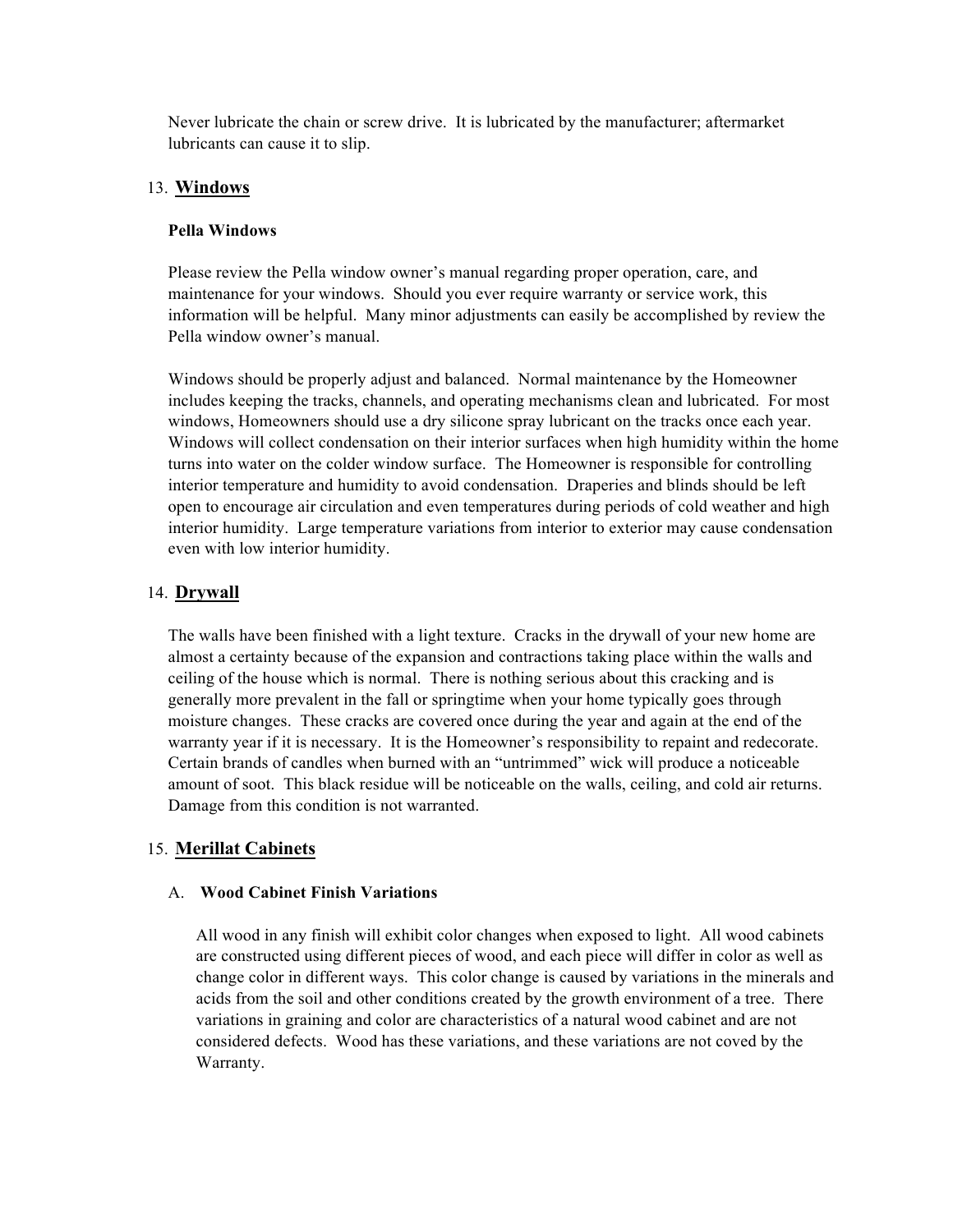Never lubricate the chain or screw drive. It is lubricated by the manufacturer; aftermarket lubricants can cause it to slip.

## 13. Windows

**Pella Windows**

Please review the Pella window owner's manual regarding proper operation, care, and maintenance for your windows. Should you ever require warranty or service work, this information will be helpful. Many minor adjustments can easily be accomplished by review the Pella window owner's manual.

Windows should be properly adjust and balanced. Normal maintenance by the Homeowner includes keeping the tracks, channels, and operating mechanisms clean and lubricated. For most windows, Homeowners should use a dry silicone spray lubricant on the tracks once each year. Windows will collect condensation on their interior surfaces when high humidity within the home turns into water on the colder window surface. The Homeowner is responsible for controlling interior temperature and humidity to avoid condensation. Draperies and blinds should be left open to encourage air circulation and even temperatures during periods of cold weather and high interior humidity. Large temperature variations from interior to exterior may cause condensation even with low interior humidity.

## 14. Drywall

The walls have been finished with a light texture. Cracks in the drywall of your new home are almost a certainty because of the expansion and contractions taking place within the walls and ceiling of the house which is normal. There is nothing serious about this cracking and is generally more prevalent in the fall or springtime when your home typically goes through moisture changes. These cracks are covered once during the year and again at the end of the warranty year if it is necessary. It is the Homeowner's responsibility to repaint and redecorate. Certain brands of candles when burned with an "untrimmed" wick will produce a noticeable amount of soot. This black residue will be noticeable on the walls, ceiling, and cold air returns. Damage from this condition is not warranted.

## 15. Merillat Cabinets

### A. Wood Cabinet Finish Variations

All wood in any finish will exhibit color changes when exposed to light. All wood cabinets are constructed using different pieces of wood, and each piece will differ in color as well as change color in different ways. This color change is caused by variations in the minerals and acids from the soil and other conditions created by the growth environment of a tree. There variations in graining and color are characteristics of a natural wood cabinet and are not considered defects. Wood has these variations, and these variations are not coved by the Warranty.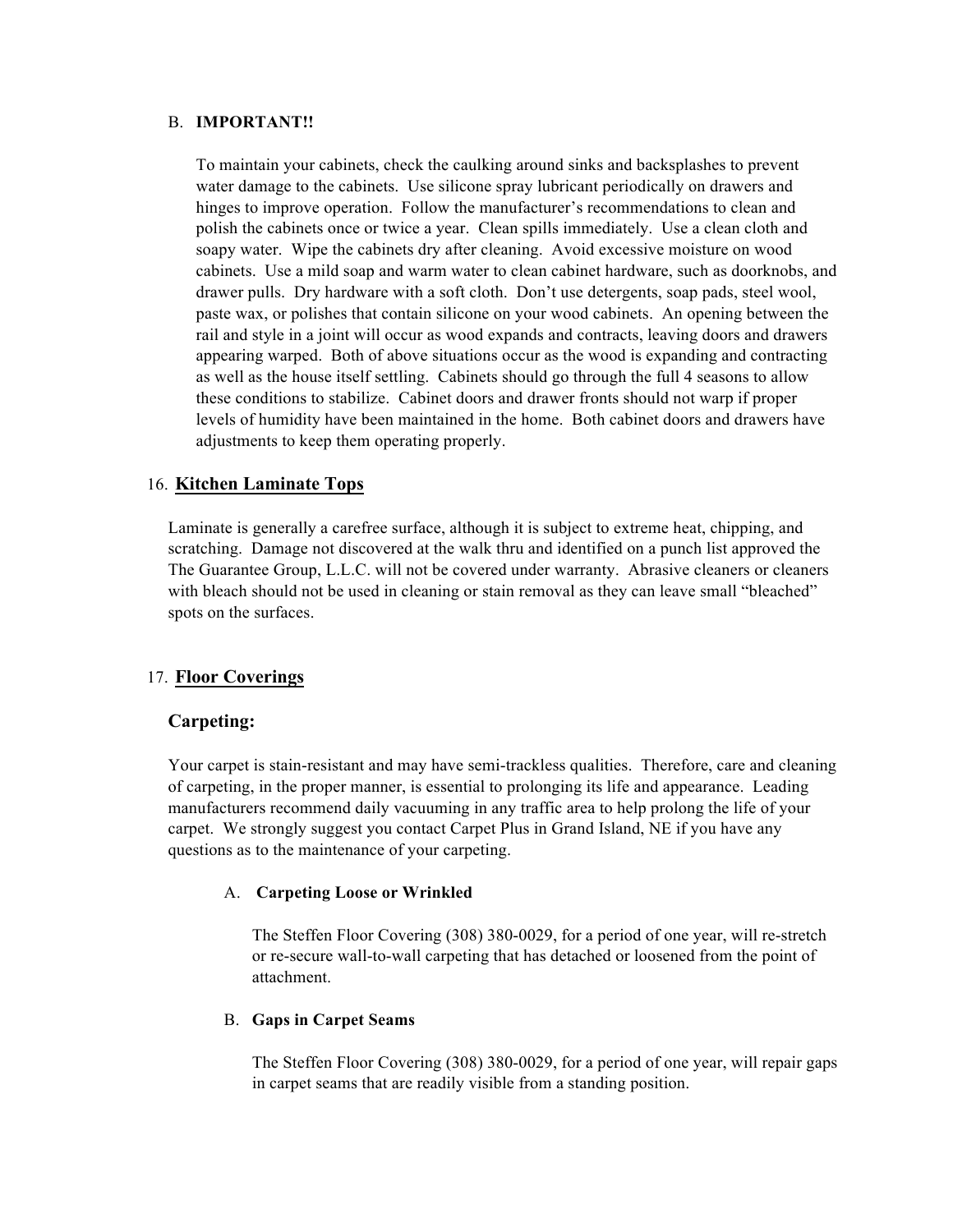B. **IMPORTANT!!**

To maintain your cabinets, check the caulking around sinks and backsplashes to prevent water damage to the cabinets. Use silicone spray lubricant periodically on drawers and hinges to improve operation. Follow the manufacturer's recommendations to clean and polish the cabinets once or twice a year. Clean spills immediately. Use a clean cloth and soapy water. Wipe the cabinets dry after cleaning. Avoid excessive moisture on wood cabinets. Use a mild soap and warm water to clean cabinet hardware, such as doorknobs, and drawer pulls. Dry hardware with a soft cloth. Don't use detergents, soap pads, steel wool, paste wax, or polishes that contain silicone on your wood cabinets. An opening between the rail and style in a joint will occur as wood expands and contracts, leaving doors and drawers appearing warped. Both of above situations occur as the wood is expanding and contracting as well as the house itself settling. Cabinets should go through the full 4 seasons to allow these conditions to stabilize. Cabinet doors and drawer fronts should not warp if proper levels of humidity have been maintained in the home. Both cabinet doors and drawers have adjustments to keep them operating properly.

## 16. Kitchen Laminate Tops

Laminate is generally a carefree surface, although it is subject to extreme heat, chipping, and scratching. Damage not discovered at the walk thru and identified on a punch list approved the The Guarantee Group, L.L.C. will not be covered under warranty. Abrasive cleaners or cleaners with bleach should not be used in cleaning or stain removal as they can leave small "bleached" spots on the surfaces.

## 17. Floor Coverings

### Carpeting:

Your carpet is stain-resistant and may have semi-trackless qualities. Therefore, care and cleaning of carpeting, in the proper manner, is essential to prolonging its life and appearance. Leading manufacturers recommend daily vacuuming in any traffic area to help prolong the life of your carpet. We strongly suggest you contact Carpet Plus in Grand Island, NE if you have any questions as to the maintenance of your carpeting.

A. **Carpeting Loose or Wrinkled**

The Steffen Floor Covering (308) 380-0029, for a period of one year, will re-stretch or re-secure wall-to-wall carpeting that has detached or loosened from the point of attachment.

B. **Gaps in Carpet Seams**

The Steffen Floor Covering (308) 380-0029, for a period of one year, will repair gaps in carpet seams that are readily visible from a standing position.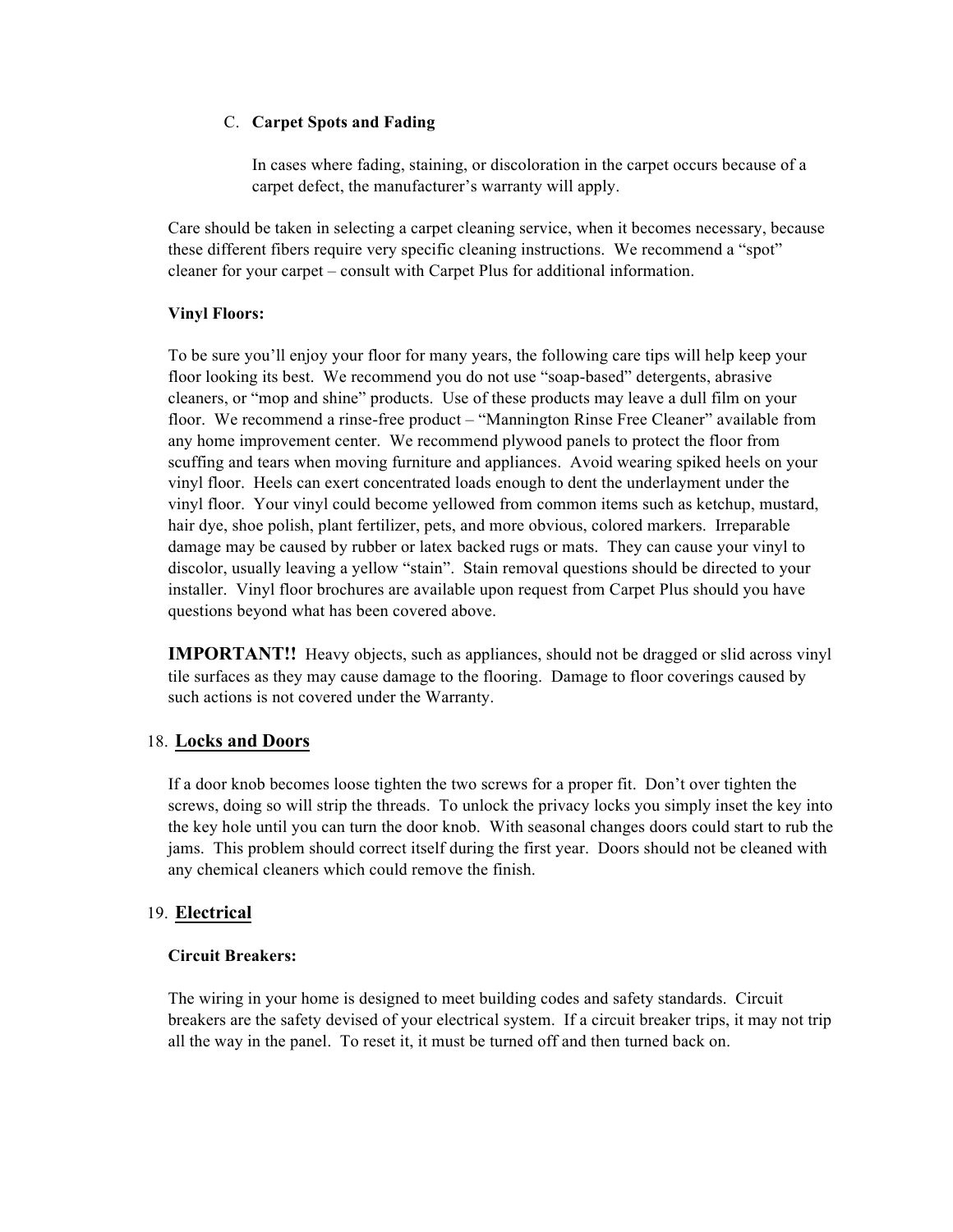C. **Carpet Spots and Fading**

In cases where fading, staining, or discoloration in the carpet occurs because of a carpet defect, the manufacturer's warranty will apply.

Care should be taken in selecting a carpet cleaning service, when it becomes necessary, because these different fibers require very specific cleaning instructions. We recommend a "spot" cleaner for your carpet – consult with Carpet Plus for additional information.

**Vinyl Floors:**

To be sure you'll enjoy your floor for many years, the following care tips will help keep your floor looking its best. We recommend you do not use "soap-based" detergents, abrasive cleaners, or "mop and shine" products. Use of these products may leave a dull film on your floor. We recommend a rinse-free product – "Mannington Rinse Free Cleaner" available from any home improvement center. We recommend plywood panels to protect the floor from scuffing and tears when moving furniture and appliances. Avoid wearing spiked heels on your vinyl floor. Heels can exert concentrated loads enough to dent the underlayment under the vinyl floor. Your vinyl could become yellowed from common items such as ketchup, mustard, hair dye, shoe polish, plant fertilizer, pets, and more obvious, colored markers. Irreparable damage may be caused by rubber or latex backed rugs or mats. They can cause your vinyl to discolor, usually leaving a yellow "stain". Stain removal questions should be directed to your installer. Vinyl floor brochures are available upon request from Carpet Plus should you have questions beyond what has been covered above.

**IMPORTANT!!** Heavy objects, such as appliances, should not be dragged or slid across vinyl tile surfaces as they may cause damage to the flooring. Damage to floor coverings caused by such actions is not covered under the Warranty.

## 18. Locks and Doors

If a door knob becomes loose tighten the two screws for a proper fit. Don't over tighten the screws, doing so will strip the threads. To unlock the privacy locks you simply inset the key into the key hole until you can turn the door knob. With seasonal changes doors could start to rub the jams. This problem should correct itself during the first year. Doors should not be cleaned with any chemical cleaners which could remove the finish.

## 19. Electrical

**Circuit Breakers:**

The wiring in your home is designed to meet building codes and safety standards. Circuit breakers are the safety devised of your electrical system. If a circuit breaker trips, it may not trip all the way in the panel. To reset it, it must be turned off and then turned back on.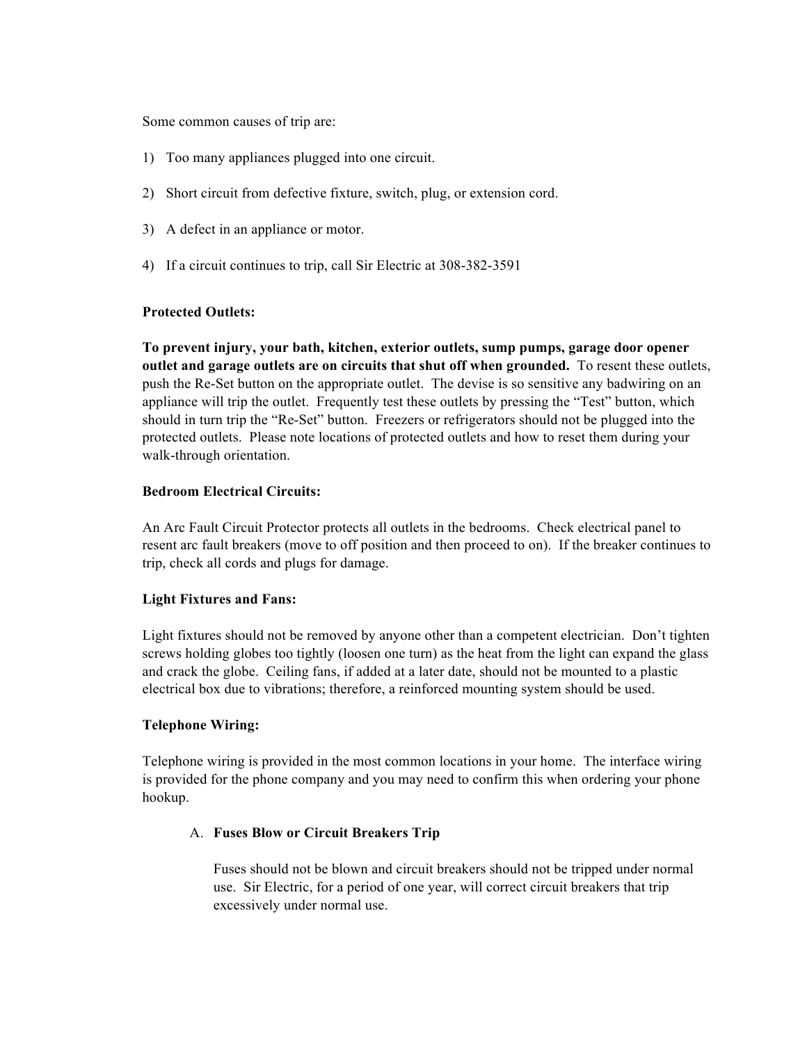Some common causes of trip are:

1) Too many appliances plugged into one circuit.

2) Short circuit from defective fixture, switch, plug, or extension cord.

3) A defect in an appliance or motor.

4) If a circuit continues to trip, call Sir Electric at 308-382-3591

**Protected Outlets:**

**To prevent injury, your bath, kitchen, exterior outlets, sump pumps, garage door opener outlet and garage outlets are on circuits that shut off when grounded.** To resent these outlets, push the Re-Set button on the appropriate outlet. The devise is so sensitive any badwiring on an appliance will trip the outlet. Frequently test these outlets by pressing the "Test" button, which should in turn trip the "Re-Set" button. Freezers or refrigerators should not be plugged into the protected outlets. Please note locations of protected outlets and how to reset them during your walk-through orientation.

**Bedroom Electrical Circuits:**

An Arc Fault Circuit Protector protects all outlets in the bedrooms. Check electrical panel to resent arc fault breakers (move to off position and then proceed to on). If the breaker continues to trip, check all cords and plugs for damage.

**Light Fixtures and Fans:**

Light fixtures should not be removed by anyone other than a competent electrician. Don't tighten screws holding globes too tightly (loosen one turn) as the heat from the light can expand the glass and crack the globe. Ceiling fans, if added at a later date, should not be mounted to a plastic electrical box due to vibrations; therefore, a reinforced mounting system should be used.

**Telephone Wiring:**

Telephone wiring is provided in the most common locations in your home. The interface wiring is provided for the phone company and you may need to confirm this when ordering your phone hookup.

A. **Fuses Blow or Circuit Breakers Trip**

   Fuses should not be blown and circuit breakers should not be tripped under normal use. Sir Electric, for a period of one year, will correct circuit breakers that trip excessively under normal use.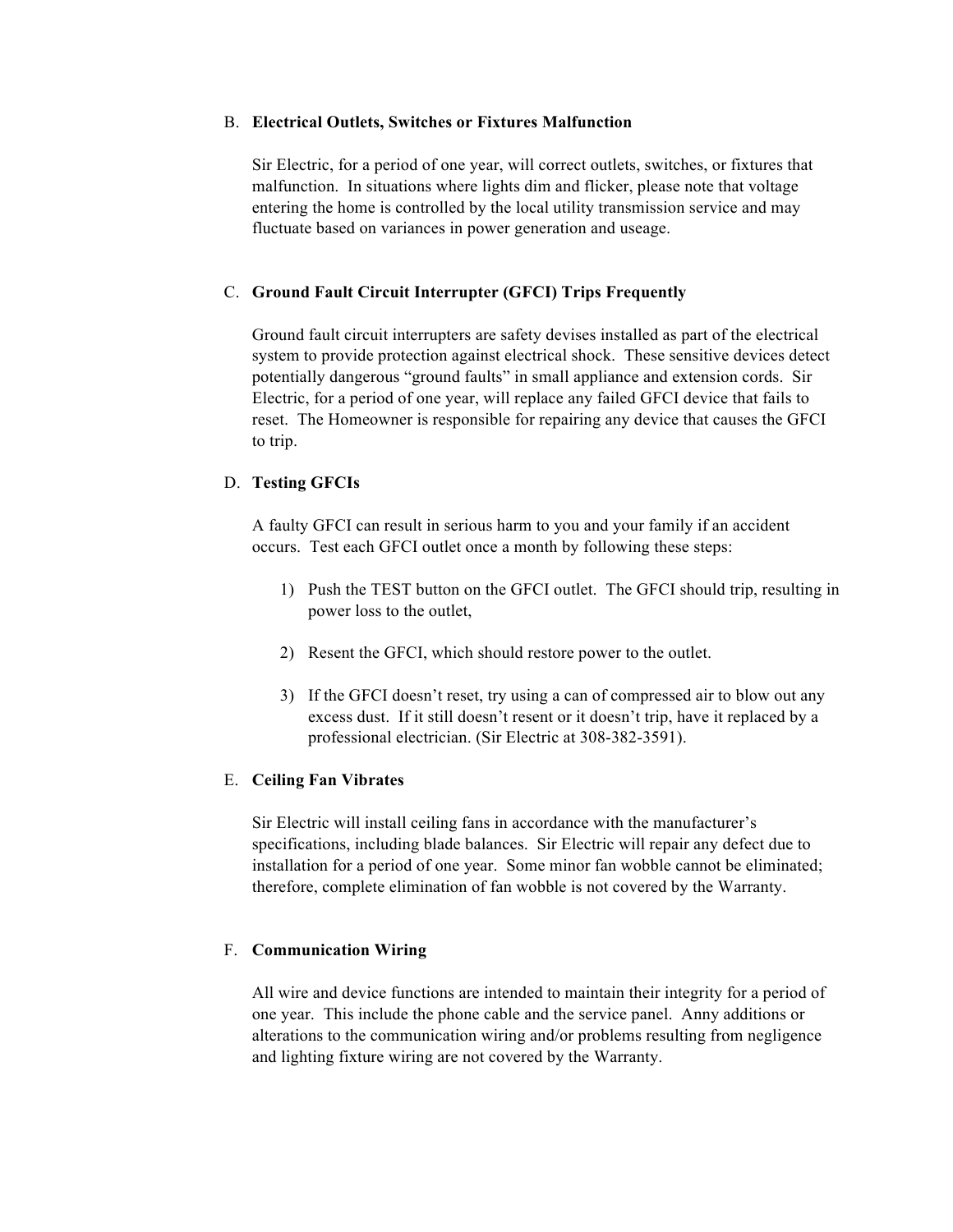B. **Electrical Outlets, Switches or Fixtures Malfunction**

Sir Electric, for a period of one year, will correct outlets, switches, or fixtures that malfunction. In situations where lights dim and flicker, please note that voltage entering the home is controlled by the local utility transmission service and may fluctuate based on variances in power generation and useage.

C. **Ground Fault Circuit Interrupter (GFCI) Trips Frequently**

Ground fault circuit interrupters are safety devises installed as part of the electrical system to provide protection against electrical shock. These sensitive devices detect potentially dangerous "ground faults" in small appliance and extension cords. Sir Electric, for a period of one year, will replace any failed GFCI device that fails to reset. The Homeowner is responsible for repairing any device that causes the GFCI to trip.

D. **Testing GFCIs**

A faulty GFCI can result in serious harm to you and your family if an accident occurs. Test each GFCI outlet once a month by following these steps:

1) Push the TEST button on the GFCI outlet. The GFCI should trip, resulting in power loss to the outlet,

2) Resent the GFCI, which should restore power to the outlet.

3) If the GFCI doesn't reset, try using a can of compressed air to blow out any excess dust. If it still doesn't resent or it doesn't trip, have it replaced by a professional electrician. (Sir Electric at 308-382-3591).

E. **Ceiling Fan Vibrates**

Sir Electric will install ceiling fans in accordance with the manufacturer's specifications, including blade balances. Sir Electric will repair any defect due to installation for a period of one year. Some minor fan wobble cannot be eliminated; therefore, complete elimination of fan wobble is not covered by the Warranty.

F. **Communication Wiring**

All wire and device functions are intended to maintain their integrity for a period of one year. This include the phone cable and the service panel. Anny additions or alterations to the communication wiring and/or problems resulting from negligence and lighting fixture wiring are not covered by the Warranty.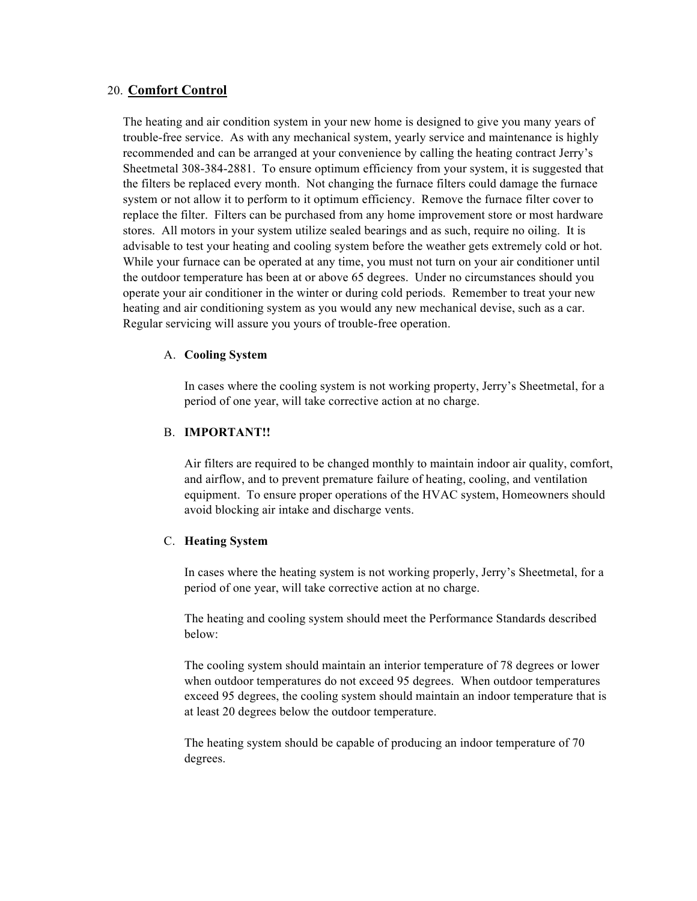## 20. <u>**Comfort Control**</u>

The heating and air condition system in your new home is designed to give you many years of trouble-free service. As with any mechanical system, yearly service and maintenance is highly recommended and can be arranged at your convenience by calling the heating contract Jerry's Sheetmetal 308-384-2881. To ensure optimum efficiency from your system, it is suggested that the filters be replaced every month. Not changing the furnace filters could damage the furnace system or not allow it to perform to it optimum efficiency. Remove the furnace filter cover to replace the filter. Filters can be purchased from any home improvement store or most hardware stores. All motors in your system utilize sealed bearings and as such, require no oiling. It is advisable to test your heating and cooling system before the weather gets extremely cold or hot. While your furnace can be operated at any time, you must not turn on your air conditioner until the outdoor temperature has been at or above 65 degrees. Under no circumstances should you operate your air conditioner in the winter or during cold periods. Remember to treat your new heating and air conditioning system as you would any new mechanical devise, such as a car. Regular servicing will assure you yours of trouble-free operation.

### A. **Cooling System**

In cases where the cooling system is not working property, Jerry's Sheetmetal, for a period of one year, will take corrective action at no charge.

### B. **IMPORTANT!!**

Air filters are required to be changed monthly to maintain indoor air quality, comfort, and airflow, and to prevent premature failure of heating, cooling, and ventilation equipment. To ensure proper operations of the HVAC system, Homeowners should avoid blocking air intake and discharge vents.

### C. **Heating System**

In cases where the heating system is not working properly, Jerry's Sheetmetal, for a period of one year, will take corrective action at no charge.

The heating and cooling system should meet the Performance Standards described below:

The cooling system should maintain an interior temperature of 78 degrees or lower when outdoor temperatures do not exceed 95 degrees. When outdoor temperatures exceed 95 degrees, the cooling system should maintain an indoor temperature that is at least 20 degrees below the outdoor temperature.

The heating system should be capable of producing an indoor temperature of 70 degrees.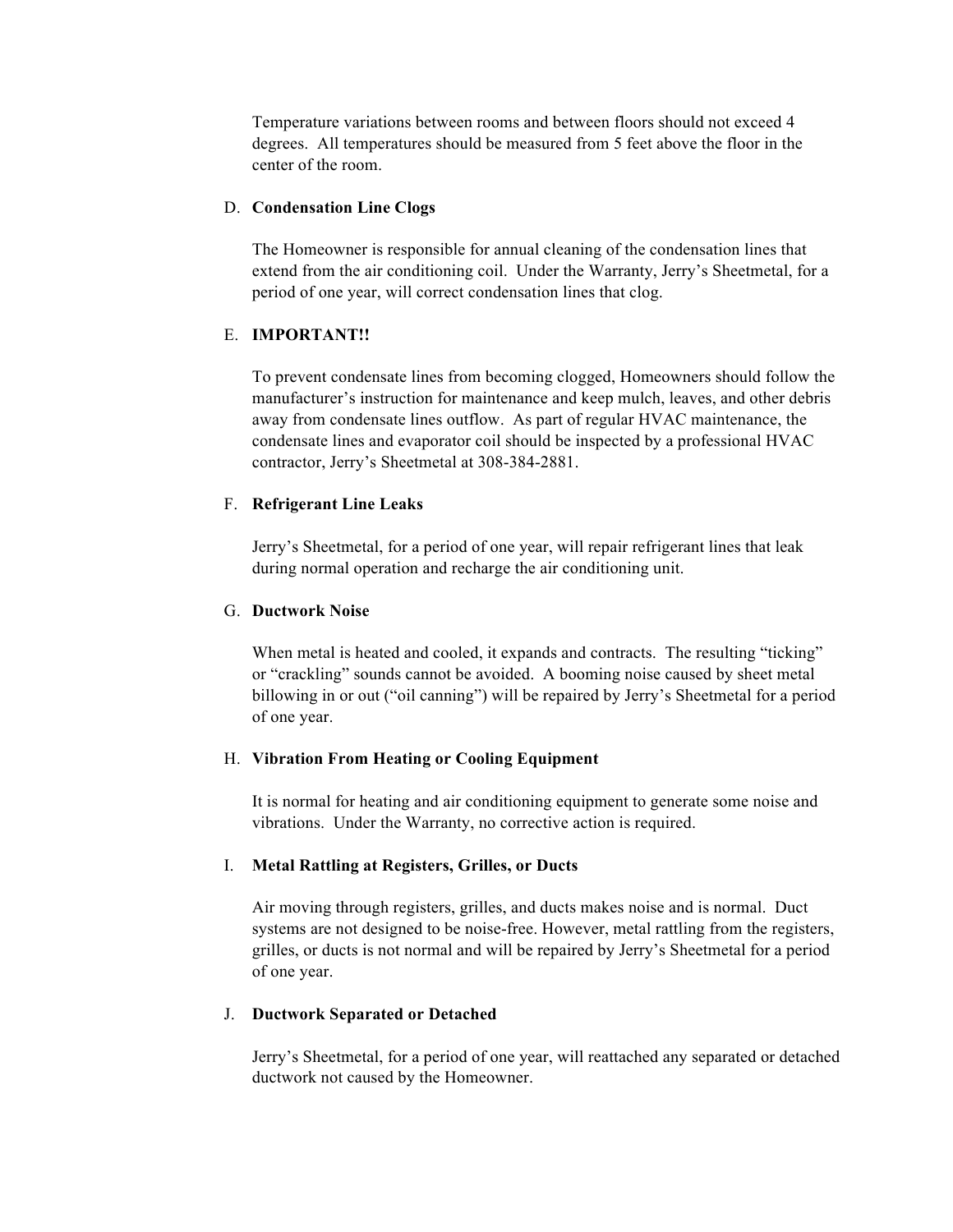Temperature variations between rooms and between floors should not exceed 4 degrees.  All temperatures should be measured from 5 feet above the floor in the center of the room.

D. **Condensation Line Clogs**

The Homeowner is responsible for annual cleaning of the condensation lines that extend from the air conditioning coil.  Under the Warranty, Jerry's Sheetmetal, for a period of one year, will correct condensation lines that clog.

E. **IMPORTANT!!**

To prevent condensate lines from becoming clogged, Homeowners should follow the manufacturer's instruction for maintenance and keep mulch, leaves, and other debris away from condensate lines outflow.  As part of regular HVAC maintenance, the condensate lines and evaporator coil should be inspected by a professional HVAC contractor, Jerry's Sheetmetal at 308-384-2881.

F. **Refrigerant Line Leaks**

Jerry's Sheetmetal, for a period of one year, will repair refrigerant lines that leak during normal operation and recharge the air conditioning unit.

G. **Ductwork Noise**

When metal is heated and cooled, it expands and contracts.  The resulting "ticking" or "crackling" sounds cannot be avoided.  A booming noise caused by sheet metal billowing in or out ("oil canning") will be repaired by Jerry's Sheetmetal for a period of one year.

H. **Vibration From Heating or Cooling Equipment**

It is normal for heating and air conditioning equipment to generate some noise and vibrations.  Under the Warranty, no corrective action is required.

I. **Metal Rattling at Registers, Grilles, or Ducts**

Air moving through registers, grilles, and ducts makes noise and is normal.  Duct systems are not designed to be noise-free. However, metal rattling from the registers, grilles, or ducts is not normal and will be repaired by Jerry's Sheetmetal for a period of one year.

J. **Ductwork Separated or Detached**

Jerry's Sheetmetal, for a period of one year, will reattached any separated or detached ductwork not caused by the Homeowner.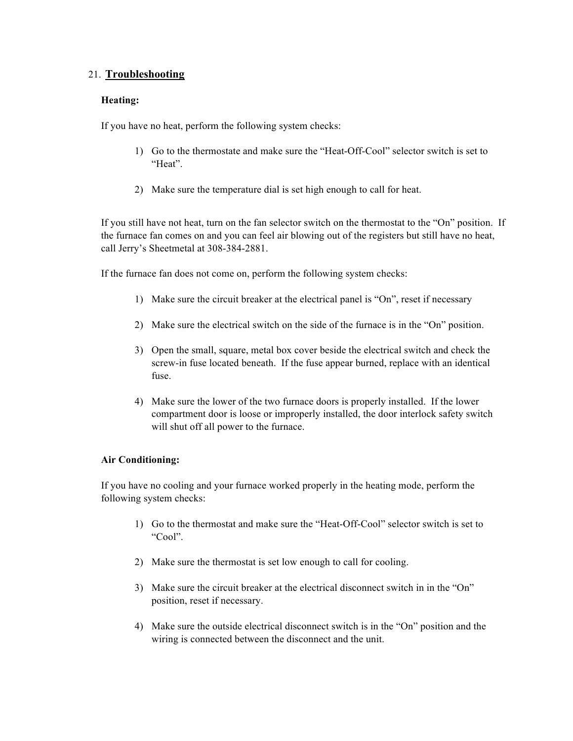## 21. Troubleshooting

**Heating:**

If you have no heat, perform the following system checks:

1) Go to the thermostate and make sure the "Heat-Off-Cool" selector switch is set to "Heat".

2) Make sure the temperature dial is set high enough to call for heat.

If you still have not heat, turn on the fan selector switch on the thermostat to the "On" position. If the furnace fan comes on and you can feel air blowing out of the registers but still have no heat, call Jerry's Sheetmetal at 308-384-2881.

If the furnace fan does not come on, perform the following system checks:

1) Make sure the circuit breaker at the electrical panel is "On", reset if necessary

2) Make sure the electrical switch on the side of the furnace is in the "On" position.

3) Open the small, square, metal box cover beside the electrical switch and check the screw-in fuse located beneath. If the fuse appear burned, replace with an identical fuse.

4) Make sure the lower of the two furnace doors is properly installed. If the lower compartment door is loose or improperly installed, the door interlock safety switch will shut off all power to the furnace.

**Air Conditioning:**

If you have no cooling and your furnace worked properly in the heating mode, perform the following system checks:

1) Go to the thermostat and make sure the "Heat-Off-Cool" selector switch is set to "Cool".

2) Make sure the thermostat is set low enough to call for cooling.

3) Make sure the circuit breaker at the electrical disconnect switch in in the "On" position, reset if necessary.

4) Make sure the outside electrical disconnect switch is in the "On" position and the wiring is connected between the disconnect and the unit.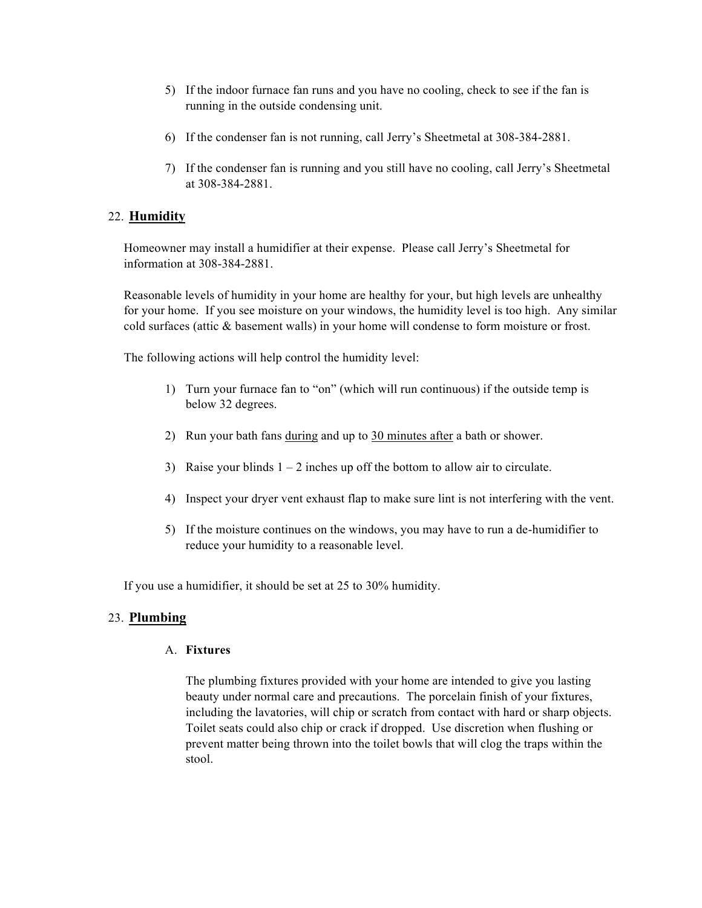5) If the indoor furnace fan runs and you have no cooling, check to see if the fan is running in the outside condensing unit.

6) If the condenser fan is not running, call Jerry's Sheetmetal at 308-384-2881.

7) If the condenser fan is running and you still have no cooling, call Jerry's Sheetmetal at 308-384-2881.

## 22. Humidity

Homeowner may install a humidifier at their expense. Please call Jerry's Sheetmetal for information at 308-384-2881.

Reasonable levels of humidity in your home are healthy for your, but high levels are unhealthy for your home. If you see moisture on your windows, the humidity level is too high. Any similar cold surfaces (attic & basement walls) in your home will condense to form moisture or frost.

The following actions will help control the humidity level:

1) Turn your furnace fan to "on" (which will run continuous) if the outside temp is below 32 degrees.

2) Run your bath fans <u>during</u> and up to <u>30 minutes after</u> a bath or shower.

3) Raise your blinds 1 – 2 inches up off the bottom to allow air to circulate.

4) Inspect your dryer vent exhaust flap to make sure lint is not interfering with the vent.

5) If the moisture continues on the windows, you may have to run a de-humidifier to reduce your humidity to a reasonable level.

If you use a humidifier, it should be set at 25 to 30% humidity.

## 23. Plumbing

### A. Fixtures

The plumbing fixtures provided with your home are intended to give you lasting beauty under normal care and precautions. The porcelain finish of your fixtures, including the lavatories, will chip or scratch from contact with hard or sharp objects. Toilet seats could also chip or crack if dropped. Use discretion when flushing or prevent matter being thrown into the toilet bowls that will clog the traps within the stool.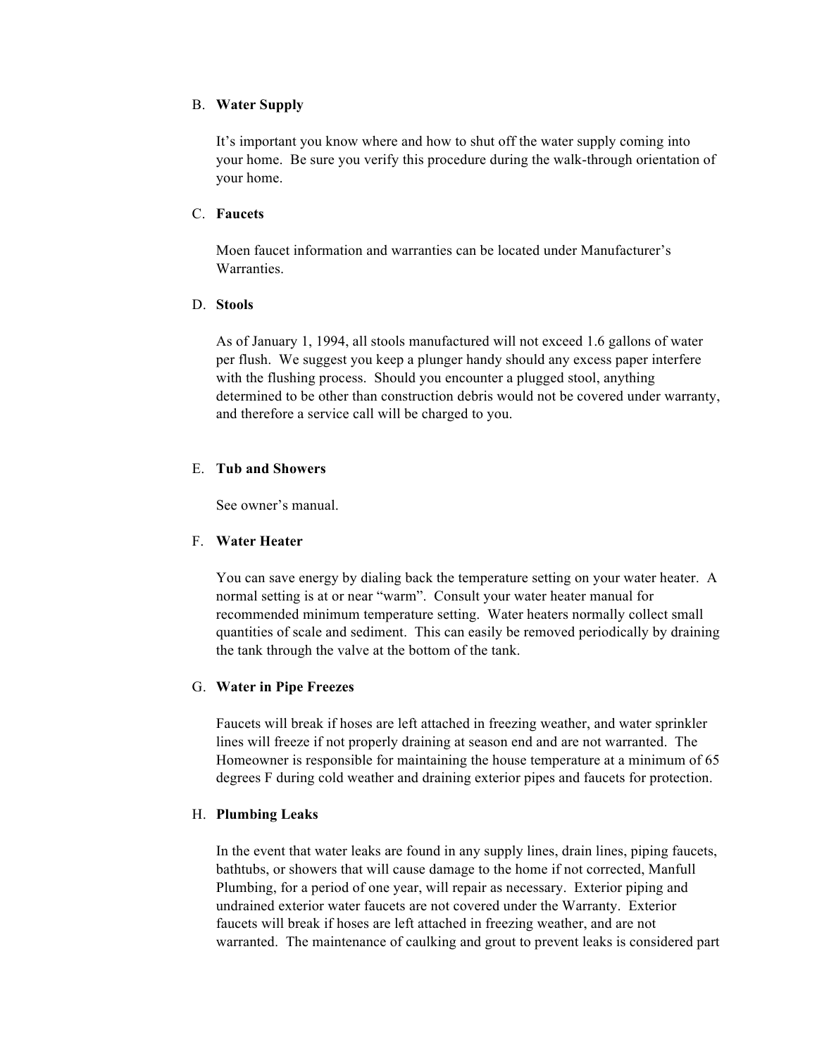B. **Water Supply**

It's important you know where and how to shut off the water supply coming into your home. Be sure you verify this procedure during the walk-through orientation of your home.

C. **Faucets**

Moen faucet information and warranties can be located under Manufacturer's Warranties.

D. **Stools**

As of January 1, 1994, all stools manufactured will not exceed 1.6 gallons of water per flush. We suggest you keep a plunger handy should any excess paper interfere with the flushing process. Should you encounter a plugged stool, anything determined to be other than construction debris would not be covered under warranty, and therefore a service call will be charged to you.

E. **Tub and Showers**

See owner's manual.

F. **Water Heater**

You can save energy by dialing back the temperature setting on your water heater. A normal setting is at or near "warm". Consult your water heater manual for recommended minimum temperature setting. Water heaters normally collect small quantities of scale and sediment. This can easily be removed periodically by draining the tank through the valve at the bottom of the tank.

G. **Water in Pipe Freezes**

Faucets will break if hoses are left attached in freezing weather, and water sprinkler lines will freeze if not properly draining at season end and are not warranted. The Homeowner is responsible for maintaining the house temperature at a minimum of 65 degrees F during cold weather and draining exterior pipes and faucets for protection.

H. **Plumbing Leaks**

In the event that water leaks are found in any supply lines, drain lines, piping faucets, bathtubs, or showers that will cause damage to the home if not corrected, Manfull Plumbing, for a period of one year, will repair as necessary. Exterior piping and undrained exterior water faucets are not covered under the Warranty. Exterior faucets will break if hoses are left attached in freezing weather, and are not warranted. The maintenance of caulking and grout to prevent leaks is considered part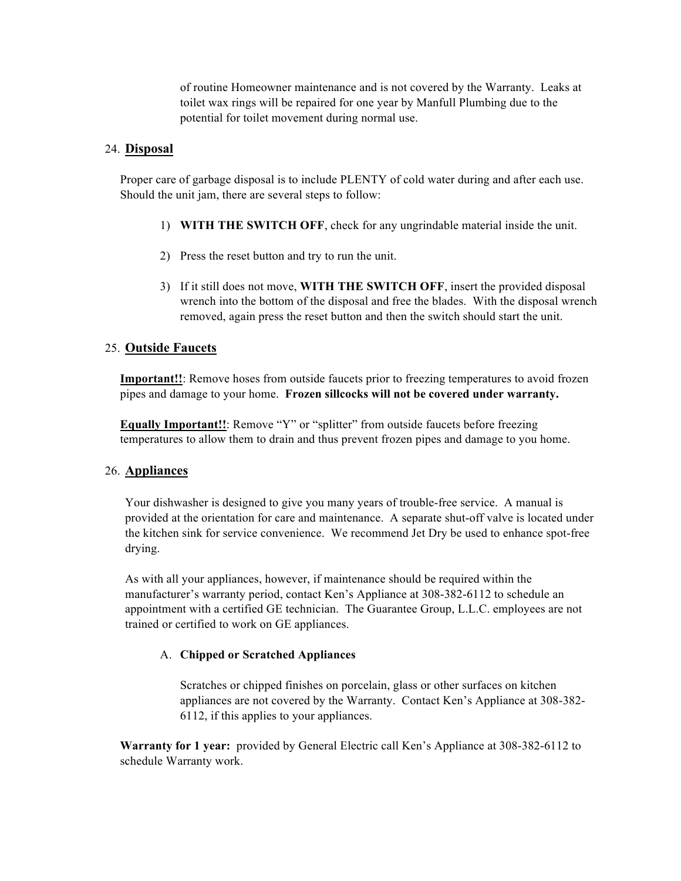of routine Homeowner maintenance and is not covered by the Warranty. Leaks at toilet wax rings will be repaired for one year by Manfull Plumbing due to the potential for toilet movement during normal use.

## 24. Disposal

Proper care of garbage disposal is to include PLENTY of cold water during and after each use. Should the unit jam, there are several steps to follow:

1) **WITH THE SWITCH OFF**, check for any ungrindable material inside the unit.

2) Press the reset button and try to run the unit.

3) If it still does not move, **WITH THE SWITCH OFF**, insert the provided disposal wrench into the bottom of the disposal and free the blades. With the disposal wrench removed, again press the reset button and then the switch should start the unit.

## 25. Outside Faucets

**Important!!**: Remove hoses from outside faucets prior to freezing temperatures to avoid frozen pipes and damage to your home. **Frozen sillcocks will not be covered under warranty.**

**Equally Important!!**: Remove "Y" or "splitter" from outside faucets before freezing temperatures to allow them to drain and thus prevent frozen pipes and damage to you home.

## 26. Appliances

Your dishwasher is designed to give you many years of trouble-free service. A manual is provided at the orientation for care and maintenance. A separate shut-off valve is located under the kitchen sink for service convenience. We recommend Jet Dry be used to enhance spot-free drying.

As with all your appliances, however, if maintenance should be required within the manufacturer's warranty period, contact Ken's Appliance at 308-382-6112 to schedule an appointment with a certified GE technician. The Guarantee Group, L.L.C. employees are not trained or certified to work on GE appliances.

### A. Chipped or Scratched Appliances

Scratches or chipped finishes on porcelain, glass or other surfaces on kitchen appliances are not covered by the Warranty. Contact Ken's Appliance at 308-382-6112, if this applies to your appliances.

**Warranty for 1 year:** provided by General Electric call Ken's Appliance at 308-382-6112 to schedule Warranty work.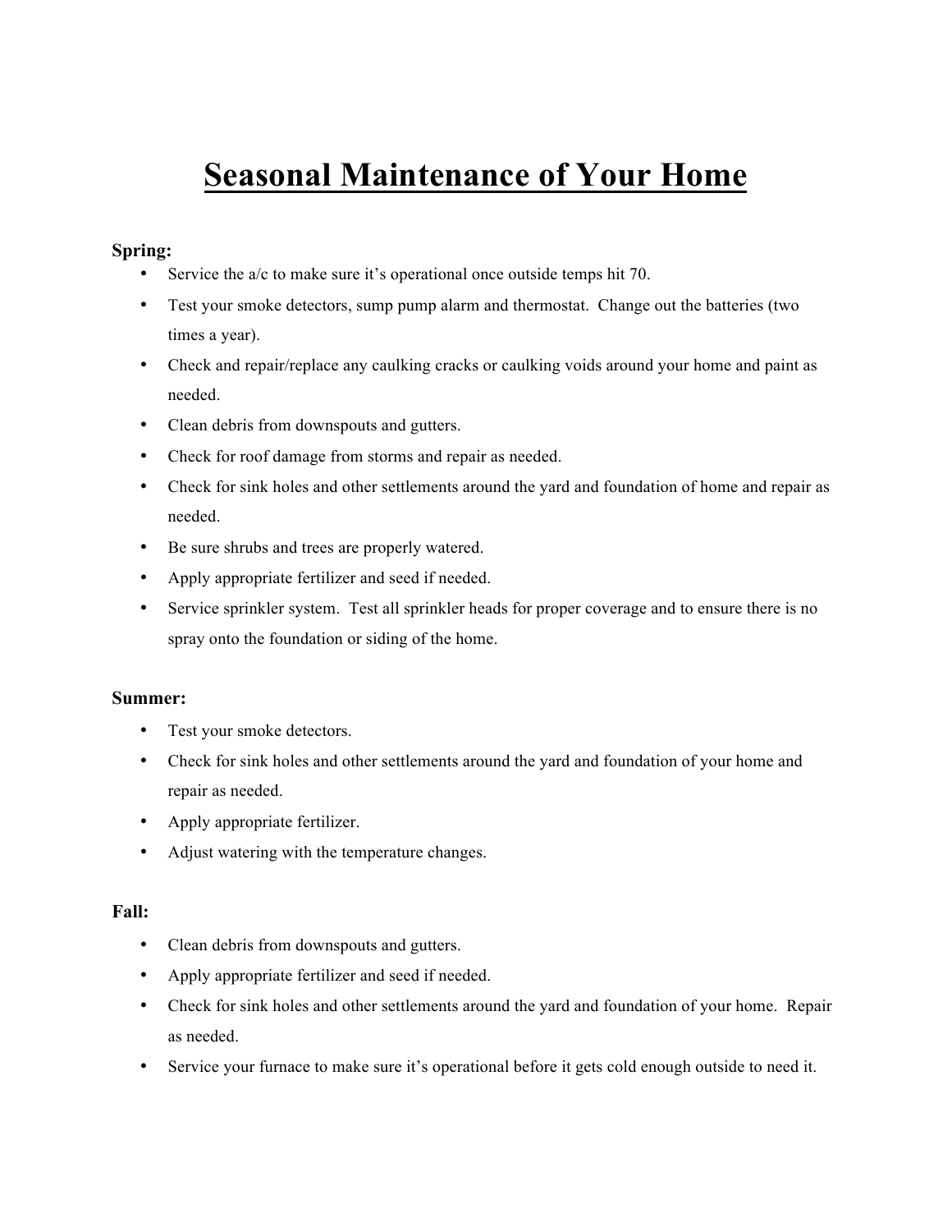# Seasonal Maintenance of Your Home

**Spring:**

- Service the a/c to make sure it's operational once outside temps hit 70.
- Test your smoke detectors, sump pump alarm and thermostat. Change out the batteries (two times a year).
- Check and repair/replace any caulking cracks or caulking voids around your home and paint as needed.
- Clean debris from downspouts and gutters.
- Check for roof damage from storms and repair as needed.
- Check for sink holes and other settlements around the yard and foundation of home and repair as needed.
- Be sure shrubs and trees are properly watered.
- Apply appropriate fertilizer and seed if needed.
- Service sprinkler system. Test all sprinkler heads for proper coverage and to ensure there is no spray onto the foundation or siding of the home.

**Summer:**

- Test your smoke detectors.
- Check for sink holes and other settlements around the yard and foundation of your home and repair as needed.
- Apply appropriate fertilizer.
- Adjust watering with the temperature changes.

**Fall:**

- Clean debris from downspouts and gutters.
- Apply appropriate fertilizer and seed if needed.
- Check for sink holes and other settlements around the yard and foundation of your home. Repair as needed.
- Service your furnace to make sure it's operational before it gets cold enough outside to need it.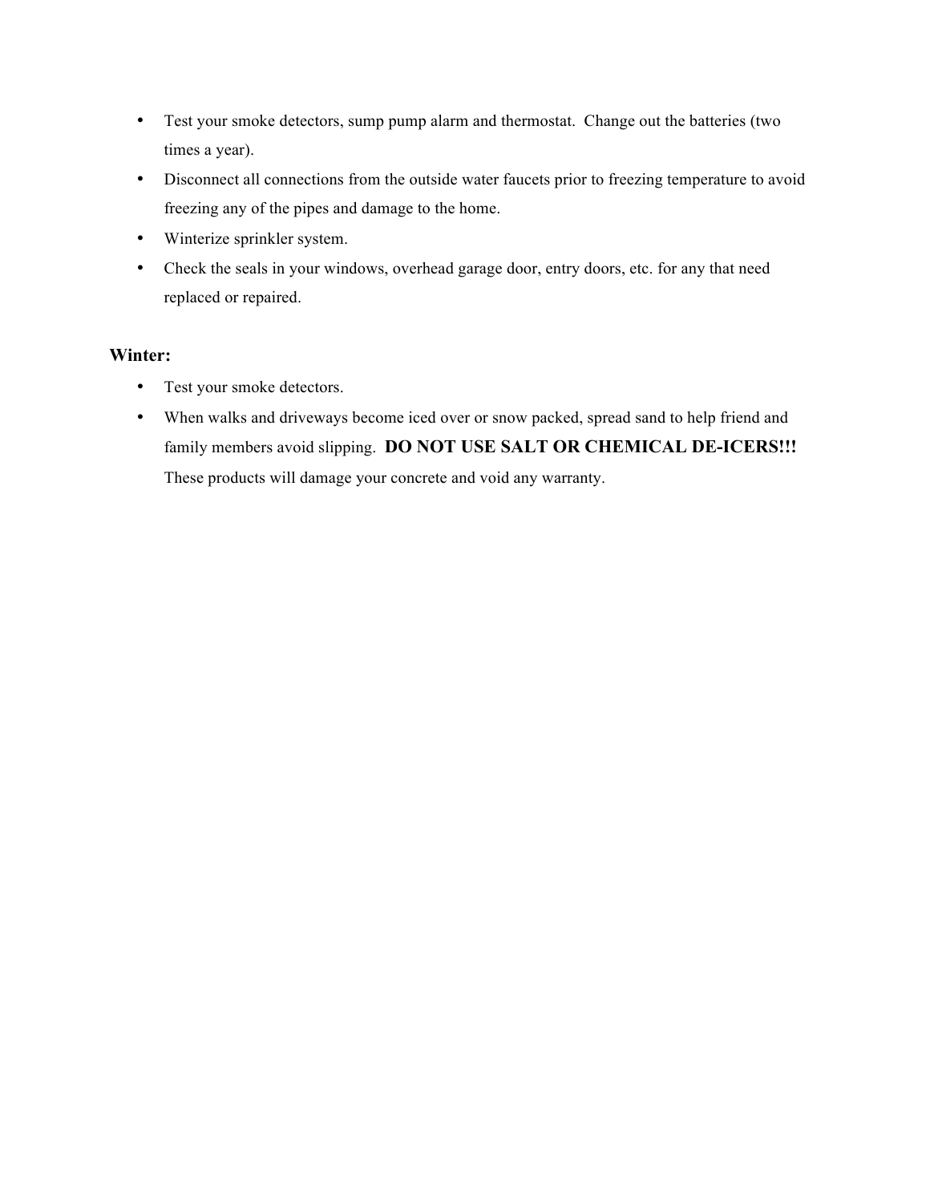- Test your smoke detectors, sump pump alarm and thermostat.  Change out the batteries (two times a year).
- Disconnect all connections from the outside water faucets prior to freezing temperature to avoid freezing any of the pipes and damage to the home.
- Winterize sprinkler system.
- Check the seals in your windows, overhead garage door, entry doors, etc. for any that need replaced or repaired.

**Winter:**

- Test your smoke detectors.
- When walks and driveways become iced over or snow packed, spread sand to help friend and family members avoid slipping.  **DO NOT USE SALT OR CHEMICAL DE-ICERS!!!** These products will damage your concrete and void any warranty.